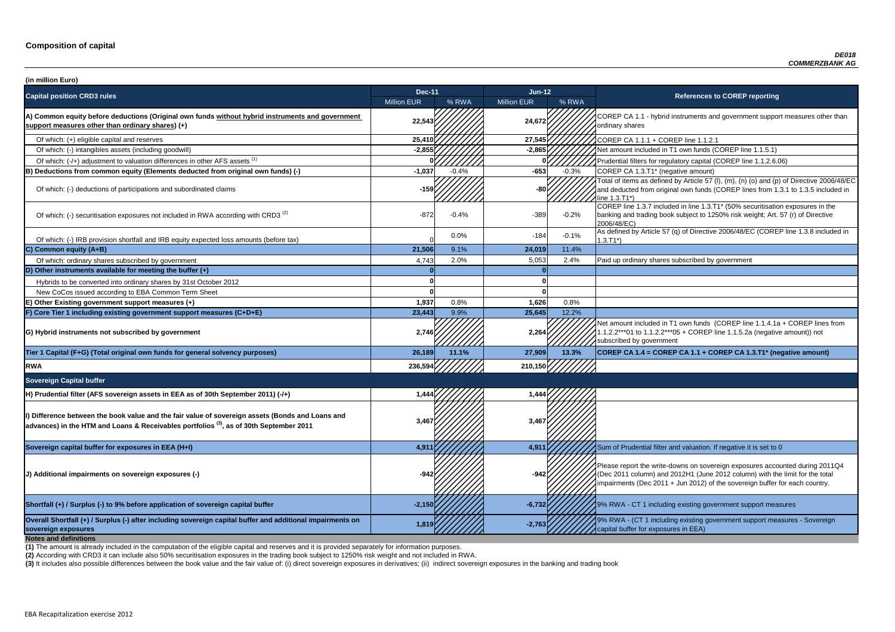# Composition of capital

*DE018*
*COMMERZBANK AG*

**(in million Euro)**

| Capital position CRD3 rules | Dec-11 | | Jun-12 | | References to COREP reporting |
|---|---|---|---|---|---|
| | Million EUR | % RWA | Million EUR | % RWA | |
| **A) Common equity before deductions (Original own funds without hybrid instruments and government support measures other than ordinary shares) (+)** | **22,543** | | **24,672** | | COREP CA 1.1 - hybrid instruments and government support measures other than ordinary shares |
| Of which: (+) eligible capital and reserves | **25,410** | | **27,545** | | COREP CA 1.1.1 + COREP line 1.1.2.1 |
| Of which: (-) intangibles assets (including goodwill) | **-2,855** | | **-2,865** | | Net amount included in T1 own funds (COREP line 1.1.5.1) |
| Of which: (-/+) adjustment to valuation differences in other AFS assets [1] | **0** | | **0** | | Prudential filters for regulatory capital (COREP line 1.1.2.6.06) |
| **B) Deductions from common equity (Elements deducted from original own funds) (-)** | **-1,037** | -0.4% | **-653** | -0.3% | COREP CA 1.3.T1* (negative amount) |
| Of which: (-) deductions of participations and subordinated claims | **-159** | | **-80** | | Total of items as defined by Article 57 (l), (m), (n) (o) and (p) of Directive 2006/48/EC and deducted from original own funds (COREP lines from 1.3.1 to 1.3.5 included in line 1.3.T1*) |
| Of which: (-) securitisation exposures not included in RWA according with CRD3 [2] | -872 | -0.4% | -389 | -0.2% | COREP line 1.3.7 included in line 1.3.T1* (50% securitisation exposures in the banking and trading book subject to 1250% risk weight; Art. 57 (r) of Directive 2006/48/EC) |
| Of which: (-) IRB provision shortfall and IRB equity expected loss amounts (before tax) | 0 | 0.0% | -184 | -0.1% | As defined by Article 57 (q) of Directive 2006/48/EC (COREP line 1.3.8 included in 1.3.T1*) |
| **C) Common equity (A+B)** | **21,506** | 9.1% | **24,019** | 11.4% | |
| Of which: ordinary shares subscribed by government | 4,743 | 2.0% | 5,053 | 2.4% | Paid up ordinary shares subscribed by government |
| **D) Other instruments available for meeting the buffer (+)** | **0** | | **0** | | |
| Hybrids to be converted into ordinary shares by 31st October 2012 | **0** | | **0** | | |
| New CoCos issued according to EBA Common Term Sheet | **0** | | **0** | | |
| **E) Other Existing government support measures (+)** | **1,937** | 0.8% | **1,626** | 0.8% | |
| **F) Core Tier 1 including existing government support measures (C+D+E)** | **23,443** | 9.9% | **25,645** | 12.2% | |
| **G) Hybrid instruments not subscribed by government** | **2,746** | | **2,264** | | Net amount included in T1 own funds (COREP line 1.1.4.1a + COREP lines from 1.1.2.2***01 to 1.1.2.2***05 + COREP line 1.1.5.2a (negative amount)) not subscribed by government |
| **Tier 1 Capital (F+G) (Total original own funds for general solvency purposes)** | **26,189** | **11.1%** | **27,909** | **13.3%** | **COREP CA 1.4 = COREP CA 1.1 + COREP CA 1.3.T1* (negative amount)** |
| **RWA** | **236,594** | | **210,150** | | |
| **Sovereign Capital buffer** | | | | | |
| **H) Prudential filter (AFS sovereign assets in EEA as of 30th September 2011) (-/+)** | **1,444** | | **1,444** | | |
| **I) Difference between the book value and the fair value of sovereign assets (Bonds and Loans and advances) in the HTM and Loans & Receivables portfolios [3], as of 30th September 2011** | **3,467** | | **3,467** | | |
| **Sovereign capital buffer for exposures in EEA (H+I)** | **4,911** | | **4,911** | | Sum of Prudential filter and valuation. If negative it is set to 0 |
| **J) Additional impairments on sovereign exposures (-)** | **-942** | | **-942** | | Please report the write-downs on sovereign exposures accounted during 2011Q4 (Dec 2011 column) and 2012H1 (June 2012 column) with the limit for the total impairments (Dec 2011 + Jun 2012) of the sovereign buffer for each country. |
| **Shortfall (+) / Surplus (-) to 9% before application of sovereign capital buffer** | **-2,150** | | **-6,732** | | 9% RWA - CT 1 including existing government support measures |
| **Overall Shortfall (+) / Surplus (-) after including sovereign capital buffer and additional impairments on sovereign exposures** | **1,819** | | **-2,763** | | 9% RWA - (CT 1 including existing government support measures - Sovereign capital buffer for exposures in EEA) |

**Notes and definitions**

**(1)** The amount is already included in the computation of the eligible capital and reserves and it is provided separately for information purposes.

**(2)** According with CRD3 it can include also 50% securitisation exposures in the trading book subject to 1250% risk weight and not included in RWA.

**(3)** It includes also possible differences between the book value and the fair value of: (i) direct sovereign exposures in derivatives; (ii) indirect sovereign exposures in the banking and trading book

EBA Recapitalization exercise 2012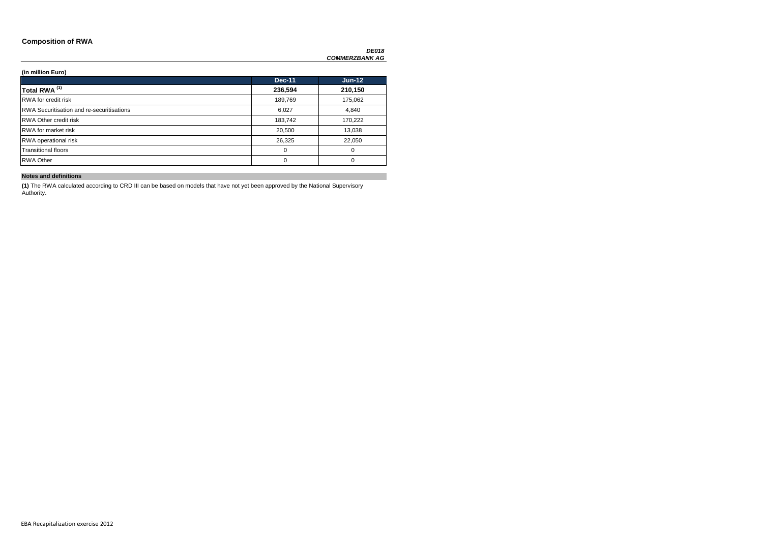## Composition of RWA

***DE018***
***COMMERZBANK AG***

**(in million Euro)**

| | Dec-11 | Jun-12 |
|---|---|---|
| **Total RWA [(1)]** | **236,594** | **210,150** |
| RWA for credit risk | 189,769 | 175,062 |
| RWA Securitisation and re-securitisations | 6,027 | 4,840 |
| RWA Other credit risk | 183,742 | 170,222 |
| RWA for market risk | 20,500 | 13,038 |
| RWA operational risk | 26,325 | 22,050 |
| Transitional floors | 0 | 0 |
| RWA Other | 0 | 0 |

**Notes and definitions**

**(1)** The RWA calculated according to CRD III can be based on models that have not yet been approved by the National Supervisory Authority.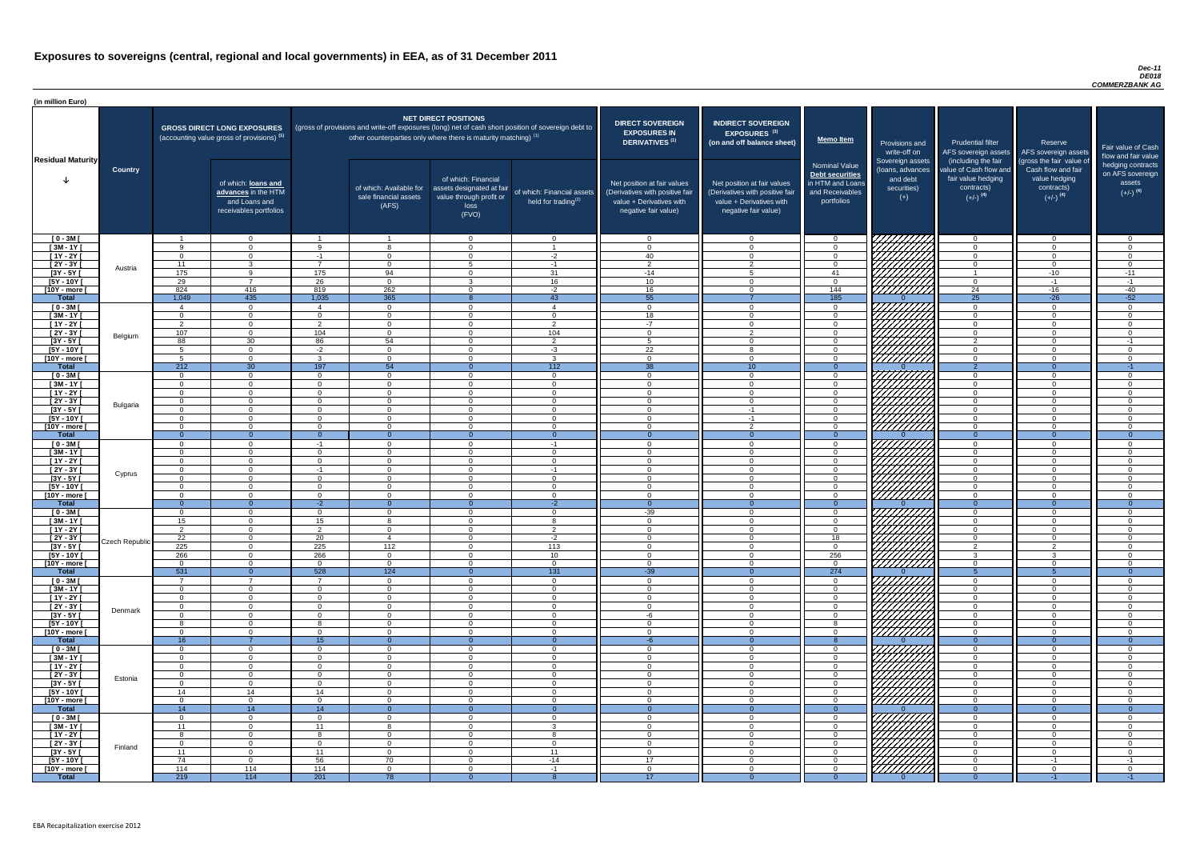# Exposures to sovereigns (central, regional and local governments) in EEA, as of 31 December 2011

*Dec-11*
*DE018*
*COMMERZBANK AG*

(in million Euro)

| Residual Maturity | Country | GROSS DIRECT LONG EXPOSURES (accounting value gross of provisions) (1) | of which: loans and advances in the HTM and Loans and receivables portfolios | NET DIRECT POSITIONS (gross of provisions and write-off exposures (long) net of cash short position of sovereign debt to other counterparties only where there is maturity matching) (1) | of which: Available for sale financial assets (AFS) | of which: Financial assets designated at fair value through profit or loss (FVO) | of which: Financial assets held for trading(2) | DIRECT SOVEREIGN EXPOSURES IN DERIVATIVES (1) Net position at fair values (Derivatives with positive fair value + Derivatives with negative fair value) | INDIRECT SOVEREIGN EXPOSURES (3) (on and off balance sheet) Net position at fair values (Derivatives with positive fair value + Derivatives with negative fair value) | Memo Item: Nominal Value Debt securities in HTM and Loans and Receivables portfolios | Provisions and write-off on Sovereign assets (loans, advances and debt securities) (+) | Prudential filter AFS sovereign assets (including the fair value of Cash flow and fair value hedging contracts) (+/-) (4) | Reserve AFS sovereign assets (gross the fair value of Cash flow and fair value hedging contracts) (+/-) (4) | Fair value of Cash flow and fair value hedging contracts on AFS sovereign assets (+/-) (4) |
|---|---|---|---|---|---|---|---|---|---|---|---|---|---|---|
| [ 0 - 3M [ | Austria | 1 | 0 | 1 | 1 | 0 | 0 | 0 | 0 | 0 | | 0 | 0 | 0 |
| [ 3M - 1Y [ | | 9 | 0 | 9 | 8 | 0 | 1 | 0 | 0 | 0 | | 0 | 0 | 0 |
| [ 1Y - 2Y [ | | 0 | 0 | -1 | 0 | 0 | -2 | 40 | 0 | 0 | | 0 | 0 | 0 |
| [ 2Y - 3Y [ | | 11 | 3 | 7 | 0 | 5 | -1 | 2 | 2 | 0 | | 0 | 0 | 0 |
| [3Y - 5Y [ | | 175 | 9 | 175 | 94 | 0 | 31 | -14 | 5 | 41 | | 1 | -10 | -11 |
| [5Y - 10Y [ | | 29 | 7 | 26 | 0 | 3 | 16 | 10 | 0 | 0 | | 0 | -1 | -1 |
| [10Y - more [ | | 824 | 416 | 819 | 262 | 0 | -2 | 16 | 0 | 144 | | 24 | -16 | -40 |
| **Total** | | 1,049 | 435 | 1,035 | 365 | 8 | 43 | 55 | 7 | 185 | 0 | 25 | -26 | -52 |
| [ 0 - 3M [ | Belgium | 4 | 0 | 4 | 0 | 0 | 4 | 0 | 0 | 0 | | 0 | 0 | 0 |
| [ 3M - 1Y [ | | 0 | 0 | 0 | 0 | 0 | 0 | 18 | 0 | 0 | | 0 | 0 | 0 |
| [ 1Y - 2Y [ | | 2 | 0 | 2 | 0 | 0 | 2 | -7 | 0 | 0 | | 0 | 0 | 0 |
| [ 2Y - 3Y [ | | 107 | 0 | 104 | 0 | 0 | 104 | 0 | 2 | 0 | | 0 | 0 | 0 |
| [3Y - 5Y [ | | 88 | 30 | 86 | 54 | 0 | 2 | 5 | 0 | 0 | | 2 | 0 | -1 |
| [5Y - 10Y [ | | 5 | 0 | -2 | 0 | 0 | -3 | 22 | 8 | 0 | | 0 | 0 | 0 |
| [10Y - more [ | | 5 | 0 | 3 | 0 | 0 | 3 | 0 | 0 | 0 | | 0 | 0 | 0 |
| **Total** | | 212 | 30 | 197 | 54 | 0 | 112 | 38 | 10 | 0 | 0 | 2 | 0 | -1 |
| [ 0 - 3M [ | Bulgaria | 0 | 0 | 0 | 0 | 0 | 0 | 0 | 0 | 0 | | 0 | 0 | 0 |
| [ 3M - 1Y [ | | 0 | 0 | 0 | 0 | 0 | 0 | 0 | 0 | 0 | | 0 | 0 | 0 |
| [ 1Y - 2Y [ | | 0 | 0 | 0 | 0 | 0 | 0 | 0 | 0 | 0 | | 0 | 0 | 0 |
| [ 2Y - 3Y [ | | 0 | 0 | 0 | 0 | 0 | 0 | 0 | 0 | 0 | | 0 | 0 | 0 |
| [3Y - 5Y [ | | 0 | 0 | 0 | 0 | 0 | 0 | 0 | -1 | 0 | | 0 | 0 | 0 |
| [5Y - 10Y [ | | 0 | 0 | 0 | 0 | 0 | 0 | 0 | -1 | 0 | | 0 | 0 | 0 |
| [10Y - more [ | | 0 | 0 | 0 | 0 | 0 | 0 | 0 | 2 | 0 | | 0 | 0 | 0 |
| **Total** | | 0 | 0 | 0 | 0 | 0 | 0 | 0 | 0 | 0 | 0 | 0 | 0 | 0 |
| [ 0 - 3M [ | Cyprus | 0 | 0 | -1 | 0 | 0 | -1 | 0 | 0 | 0 | | 0 | 0 | 0 |
| [ 3M - 1Y [ | | 0 | 0 | 0 | 0 | 0 | 0 | 0 | 0 | 0 | | 0 | 0 | 0 |
| [ 1Y - 2Y [ | | 0 | 0 | 0 | 0 | 0 | 0 | 0 | 0 | 0 | | 0 | 0 | 0 |
| [ 2Y - 3Y [ | | 0 | 0 | -1 | 0 | 0 | -1 | 0 | 0 | 0 | | 0 | 0 | 0 |
| [3Y - 5Y [ | | 0 | 0 | 0 | 0 | 0 | 0 | 0 | 0 | 0 | | 0 | 0 | 0 |
| [5Y - 10Y [ | | 0 | 0 | 0 | 0 | 0 | 0 | 0 | 0 | 0 | | 0 | 0 | 0 |
| [10Y - more [ | | 0 | 0 | 0 | 0 | 0 | 0 | 0 | 0 | 0 | | 0 | 0 | 0 |
| **Total** | | 0 | 0 | -2 | 0 | 0 | -2 | 0 | 0 | 0 | 0 | 0 | 0 | 0 |
| [ 0 - 3M [ | Czech Republic | 0 | 0 | 0 | 0 | 0 | 0 | -39 | 0 | 0 | | 0 | 0 | 0 |
| [ 3M - 1Y [ | | 15 | 0 | 15 | 8 | 0 | 8 | 0 | 0 | 0 | | 0 | 0 | 0 |
| [ 1Y - 2Y [ | | 2 | 0 | 2 | 0 | 0 | 2 | 0 | 0 | 0 | | 0 | 0 | 0 |
| [ 2Y - 3Y [ | | 22 | 0 | 20 | 4 | 0 | -2 | 0 | 0 | 18 | | 0 | 0 | 0 |
| [3Y - 5Y [ | | 225 | 0 | 225 | 112 | 0 | 113 | 0 | 0 | 0 | | 2 | 2 | 0 |
| [5Y - 10Y [ | | 266 | 0 | 266 | 0 | 0 | 10 | 0 | 0 | 256 | | 3 | 3 | 0 |
| [10Y - more [ | | 0 | 0 | 0 | 0 | 0 | 0 | 0 | 0 | 0 | | 0 | 0 | 0 |
| **Total** | | 531 | 0 | 528 | 124 | 0 | 131 | -39 | 0 | 274 | 0 | 5 | 5 | 0 |
| [ 0 - 3M [ | Denmark | 7 | 7 | 7 | 0 | 0 | 0 | 0 | 0 | 0 | | 0 | 0 | 0 |
| [ 3M - 1Y [ | | 0 | 0 | 0 | 0 | 0 | 0 | 0 | 0 | 0 | | 0 | 0 | 0 |
| [ 1Y - 2Y [ | | 0 | 0 | 0 | 0 | 0 | 0 | 0 | 0 | 0 | | 0 | 0 | 0 |
| [ 2Y - 3Y [ | | 0 | 0 | 0 | 0 | 0 | 0 | 0 | 0 | 0 | | 0 | 0 | 0 |
| [3Y - 5Y [ | | 0 | 0 | 0 | 0 | 0 | 0 | -6 | 0 | 0 | | 0 | 0 | 0 |
| [5Y - 10Y [ | | 8 | 0 | 8 | 0 | 0 | 0 | 0 | 0 | 8 | | 0 | 0 | 0 |
| [10Y - more [ | | 0 | 0 | 0 | 0 | 0 | 0 | 0 | 0 | 0 | | 0 | 0 | 0 |
| **Total** | | 16 | 7 | 15 | 0 | 0 | 0 | -6 | 0 | 8 | 0 | 0 | 0 | 0 |
| [ 0 - 3M [ | Estonia | 0 | 0 | 0 | 0 | 0 | 0 | 0 | 0 | 0 | | 0 | 0 | 0 |
| [ 3M - 1Y [ | | 0 | 0 | 0 | 0 | 0 | 0 | 0 | 0 | 0 | | 0 | 0 | 0 |
| [ 1Y - 2Y [ | | 0 | 0 | 0 | 0 | 0 | 0 | 0 | 0 | 0 | | 0 | 0 | 0 |
| [ 2Y - 3Y [ | | 0 | 0 | 0 | 0 | 0 | 0 | 0 | 0 | 0 | | 0 | 0 | 0 |
| [3Y - 5Y [ | | 0 | 0 | 0 | 0 | 0 | 0 | 0 | 0 | 0 | | 0 | 0 | 0 |
| [5Y - 10Y [ | | 14 | 14 | 14 | 0 | 0 | 0 | 0 | 0 | 0 | | 0 | 0 | 0 |
| [10Y - more [ | | 0 | 0 | 0 | 0 | 0 | 0 | 0 | 0 | 0 | | 0 | 0 | 0 |
| **Total** | | 14 | 14 | 14 | 0 | 0 | 0 | 0 | 0 | 0 | 0 | 0 | 0 | 0 |
| [ 0 - 3M [ | Finland | 0 | 0 | 0 | 0 | 0 | 0 | 0 | 0 | 0 | | 0 | 0 | 0 |
| [ 3M - 1Y [ | | 11 | 0 | 11 | 8 | 0 | 3 | 0 | 0 | 0 | | 0 | 0 | 0 |
| [ 1Y - 2Y [ | | 8 | 0 | 8 | 0 | 0 | 8 | 0 | 0 | 0 | | 0 | 0 | 0 |
| [ 2Y - 3Y [ | | 0 | 0 | 0 | 0 | 0 | 0 | 0 | 0 | 0 | | 0 | 0 | 0 |
| [3Y - 5Y [ | | 11 | 0 | 11 | 0 | 0 | 11 | 0 | 0 | 0 | | 0 | 0 | 0 |
| [5Y - 10Y [ | | 74 | 0 | 56 | 70 | 0 | -14 | 17 | 0 | 0 | | 0 | -1 | -1 |
| [10Y - more [ | | 114 | 114 | 114 | 0 | 0 | -1 | 0 | 0 | 0 | | 0 | 0 | 0 |
| **Total** | | 219 | 114 | 201 | 78 | 0 | 8 | 17 | 0 | 0 | 0 | 0 | -1 | -1 |

EBA Recapitalization exercise 2012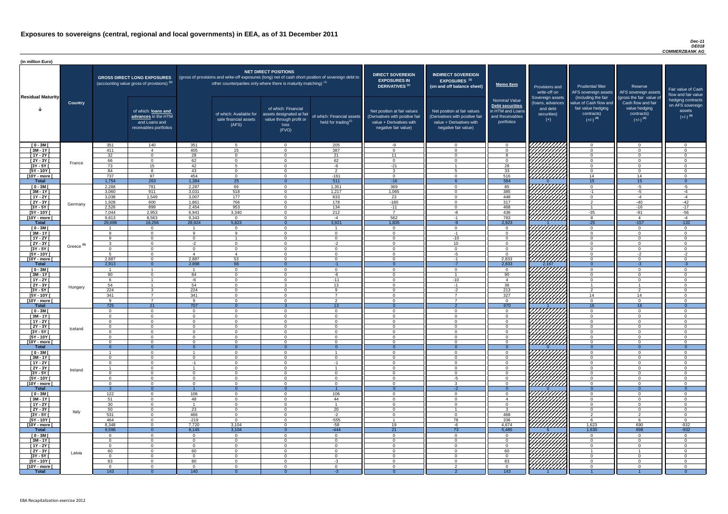# Exposures to sovereigns (central, regional and local governments) in EEA, as of 31 December 2011

*Dec-11*
*DE018*
*COMMERZBANK AG*

(in million Euro)

| Residual Maturity | Country | GROSS DIRECT LONG EXPOSURES (accounting value gross of provisions) (1) | of which: loans and advances in the HTM and Loans and receivables portfolios | NET DIRECT POSITIONS (gross of provisions and write-off exposures (long) net of cash short position of sovereign debt to other counterparties only where there is maturity matching) (1) | of which: Available for sale financial assets (AFS) | of which: Financial assets designated at fair value through profit or loss (FVO) | of which: Financial assets held for trading(2) | DIRECT SOVEREIGN EXPOSURES IN DERIVATIVES (1) Net position at fair values (Derivatives with positive fair value + Derivatives with negative fair value) | INDIRECT SOVEREIGN EXPOSURES (3) (on and off balance sheet) Net position at fair values (Derivatives with positive fair value + Derivatives with negative fair value) | Memo Item: Nominal Value Debt securities in HTM and Loans and Receivables portfolios | Provisions and write-off on Sovereign assets (loans, advances and debt securities) (+) | Prudential filter AFS sovereign assets (including the fair value of Cash flow and fair value hedging contracts) (+/-) (4) | Reserve AFS sovereign assets (gross the fair value of Cash flow and fair value hedging contracts) (+/-) (4) | Fair value of Cash flow and fair value hedging contracts on AFS sovereign assets (+/-) (4) |
|---|---|---|---|---|---|---|---|---|---|---|---|---|---|---|
| [ 0 - 3M [ | France | 351 | 140 | 351 | 5 | 0 | 205 | -9 | 0 | 0 | | 0 | 0 | 0 |
| [ 3M - 1Y [ | | 411 | 4 | 405 | 15 | 0 | 387 | 0 | 0 | 0 | | 0 | 0 | 0 |
| [ 1Y - 2Y [ | | 32 | 0 | 28 | 0 | 0 | 21 | 11 | 0 | 8 | | 0 | 0 | 0 |
| [ 2Y - 3Y [ | | 66 | 0 | 62 | 0 | 0 | 62 | 0 | 0 | 0 | | 0 | 0 | 0 |
| [3Y - 5Y [ | | 73 | 15 | 42 | 5 | 0 | -6 | -21 | 1 | 28 | | 0 | 0 | 0 |
| [5Y - 10Y [ | | 84 | 8 | 43 | 0 | 0 | 2 | 3 | 5 | 33 | | 0 | 0 | 0 |
| [10Y - more [ | | 737 | 97 | 454 | 0 | 0 | -161 | 0 | 0 | 516 | | 14 | 14 | 0 |
| **Total** | | 1,754 | 263 | 1,384 | 25 | 0 | 511 | -16 | 6 | 584 | 0 | 15 | 15 | 0 |
| [ 0 - 3M [ | Germany | 2,288 | 781 | 2,287 | 69 | 0 | 1,351 | 369 | 0 | 85 | | 0 | -5 | -5 |
| [ 3M - 1Y [ | | 3,060 | 911 | 3,031 | 518 | 0 | 1,217 | 1,065 | 0 | 385 | | -1 | -5 | -4 |
| [ 1Y - 2Y [ | | 3,038 | 1,549 | 3,007 | 177 | 0 | 833 | 23 | 0 | 448 | | 0 | -4 | -4 |
| [ 2Y - 3Y [ | | 1,928 | 600 | 1,861 | 766 | 0 | 178 | -180 | 0 | 317 | | 2 | -40 | -42 |
| [3Y - 5Y [ | | 2,526 | 899 | 2,454 | 953 | 0 | 134 | -11 | 0 | 468 | | 1 | -16 | -17 |
| [5Y - 10Y [ | | 7,044 | 2,953 | 6,941 | 3,340 | 0 | 212 | 7 | -8 | 436 | | -35 | -91 | -56 |
| [10Y - more [ | | 9,813 | 8,563 | 9,343 | 0 | 0 | -4 | 562 | -1 | 783 | | 8 | 4 | -4 |
| **Total** | | 29,698 | 16,256 | 28,924 | 5,823 | 0 | 3,921 | 1,835 | -9 | 2,923 | 1 | -25 | -157 | -132 |
| [ 0 - 3M [ | Greece (5) | 1 | 0 | 1 | 0 | 0 | 1 | 0 | 0 | 0 | | 0 | 0 | 0 |
| [ 3M - 1Y [ | | 9 | 0 | 9 | 9 | 0 | 0 | 0 | -1 | 0 | | 0 | 0 | 0 |
| [ 1Y - 2Y [ | | 9 | 0 | 0 | 1 | 0 | 0 | 0 | -10 | 0 | | 0 | 0 | 0 |
| [ 2Y - 3Y [ | | 3 | 0 | -2 | 0 | 0 | -2 | 0 | 10 | 0 | | 0 | 0 | 0 |
| [3Y - 5Y [ | | 0 | 0 | 0 | 0 | 0 | 0 | 0 | 0 | 0 | | 0 | 0 | 0 |
| [5Y - 10Y [ | | 5 | 0 | 4 | 4 | 0 | 0 | 0 | -5 | 0 | | 0 | -2 | -2 |
| [10Y - more [ | | 2,887 | 0 | 2,887 | 53 | 0 | 0 | 0 | -1 | 2,833 | | 0 | 0 | 0 |
| **Total** | | 2,913 | 0 | 2,898 | 66 | 0 | -1 | 0 | -7 | 2,833 | 2,167 | 0 | -3 | -3 |
| [ 0 - 3M [ | Hungary | 1 | 1 | 1 | 0 | 0 | 0 | 0 | 0 | 0 | | 0 | 0 | 0 |
| [ 3M - 1Y [ | | 90 | 0 | 84 | 0 | 0 | -6 | 0 | 1 | 90 | | 0 | 0 | 0 |
| [ 1Y - 2Y [ | | 6 | 1 | -6 | 0 | 0 | -11 | 0 | -10 | 4 | | 0 | 0 | 0 |
| [ 2Y - 3Y [ | | 54 | 1 | 54 | 0 | 3 | 13 | 0 | -1 | 36 | | 1 | 1 | 0 |
| [3Y - 5Y [ | | 224 | 3 | 224 | 0 | 0 | 9 | 0 | -2 | 213 | | 2 | 2 | 0 |
| [5Y - 10Y [ | | 341 | 7 | 341 | 0 | 0 | 7 | 0 | 7 | 327 | | 14 | 14 | 0 |
| [10Y - more [ | | 9 | 7 | 9 | 0 | 0 | 2 | 0 | 7 | 0 | | 0 | 0 | 0 |
| **Total** | | 725 | 21 | 707 | 0 | 3 | 13 | 0 | 2 | 670 | 1 | 16 | 16 | 0 |
| [ 0 - 3M [ | Iceland | 0 | 0 | 0 | 0 | 0 | 0 | 0 | 0 | 0 | | 0 | 0 | 0 |
| [ 3M - 1Y [ | | 0 | 0 | 0 | 0 | 0 | 0 | 0 | 0 | 0 | | 0 | 0 | 0 |
| [ 1Y - 2Y [ | | 0 | 0 | 0 | 0 | 0 | 0 | 0 | 0 | 0 | | 0 | 0 | 0 |
| [ 2Y - 3Y [ | | 0 | 0 | 0 | 0 | 0 | 0 | 0 | 0 | 0 | | 0 | 0 | 0 |
| [3Y - 5Y [ | | 0 | 0 | 0 | 0 | 0 | 0 | 0 | 0 | 0 | | 0 | 0 | 0 |
| [5Y - 10Y [ | | 0 | 0 | 0 | 0 | 0 | 0 | 0 | 0 | 0 | | 0 | 0 | 0 |
| [10Y - more [ | | 0 | 0 | 0 | 0 | 0 | 0 | 0 | 0 | 0 | | 0 | 0 | 0 |
| **Total** | | 0 | 0 | 0 | 0 | 0 | 0 | 0 | 0 | 0 | 0 | 0 | 0 | 0 |
| [ 0 - 3M [ | Ireland | 1 | 0 | 1 | 0 | 0 | 1 | 0 | 0 | 0 | | 0 | 0 | 0 |
| [ 3M - 1Y [ | | 0 | 0 | 0 | 0 | 0 | 0 | 0 | 0 | 0 | | 0 | 0 | 0 |
| [ 1Y - 2Y [ | | 0 | 0 | -1 | 0 | 0 | -1 | 0 | 0 | 0 | | 0 | 0 | 0 |
| [ 2Y - 3Y [ | | 1 | 0 | 1 | 0 | 0 | 1 | 0 | 0 | 0 | | 0 | 0 | 0 |
| [3Y - 5Y [ | | 0 | 0 | 0 | 0 | 0 | 0 | 0 | 0 | 0 | | 0 | 0 | 0 |
| [5Y - 10Y [ | | 0 | 0 | 0 | 0 | 0 | 0 | 0 | -5 | 0 | | 0 | 0 | 0 |
| [10Y - more [ | | 0 | 0 | 0 | 0 | 0 | 0 | 0 | 3 | 0 | | 0 | 0 | 0 |
| **Total** | | 3 | 0 | 1 | 0 | 0 | 1 | 0 | -2 | 0 | 0 | 0 | 0 | 0 |
| [ 0 - 3M [ | Italy | 122 | 0 | 106 | 0 | 0 | 106 | 0 | 0 | 0 | | 0 | 0 | 0 |
| [ 3M - 1Y [ | | 51 | 0 | 48 | 0 | 0 | 44 | 0 | 0 | 4 | | 0 | 0 | 0 |
| [ 1Y - 2Y [ | | 30 | 0 | 1 | 0 | 0 | 1 | 0 | 0 | 0 | | 0 | 0 | 0 |
| [ 2Y - 3Y [ | | 50 | 0 | 23 | 0 | 0 | 20 | 0 | 1 | 3 | | 0 | 0 | 0 |
| [3Y - 5Y [ | | 531 | 0 | 466 | 0 | 0 | -2 | 0 | 0 | 468 | | 2 | 2 | 0 |
| [5Y - 10Y [ | | 464 | 0 | -219 | 0 | 0 | -555 | 1 | 78 | 336 | | 6 | 6 | 0 |
| [10Y - more [ | | 8,348 | 0 | 7,720 | 3,104 | 0 | -58 | 19 | -6 | 4,674 | | 1,623 | 690 | -932 |
| **Total** | | 9,596 | 0 | 8,145 | 3,104 | 0 | -444 | 21 | 73 | 5,485 | 5 | 1,630 | 698 | -932 |
| [ 0 - 3M [ | Latvia | 0 | 0 | 0 | 0 | 0 | 0 | 0 | 0 | 0 | | 0 | 0 | 0 |
| [ 3M - 1Y [ | | 0 | 0 | 0 | 0 | 0 | 0 | 0 | 0 | 0 | | 0 | 0 | 0 |
| [ 1Y - 2Y [ | | 0 | 0 | 0 | 0 | 0 | 0 | 0 | 0 | 0 | | 0 | 0 | 0 |
| [ 2Y - 3Y [ | | 60 | 0 | 60 | 0 | 0 | 0 | 0 | 0 | 60 | | 1 | 1 | 0 |
| [3Y - 5Y [ | | 0 | 0 | 0 | 0 | 0 | 0 | 0 | 0 | 0 | | 0 | 0 | 0 |
| [5Y - 10Y [ | | 83 | 0 | 80 | 0 | 0 | -3 | 0 | 0 | 83 | | 0 | 0 | 0 |
| [10Y - more [ | | 0 | 0 | 0 | 0 | 0 | 0 | 0 | 2 | 0 | | 0 | 0 | 0 |
| **Total** | | 143 | 0 | 140 | 0 | 0 | -3 | 0 | 2 | 143 | 1 | 1 | 1 | 0 |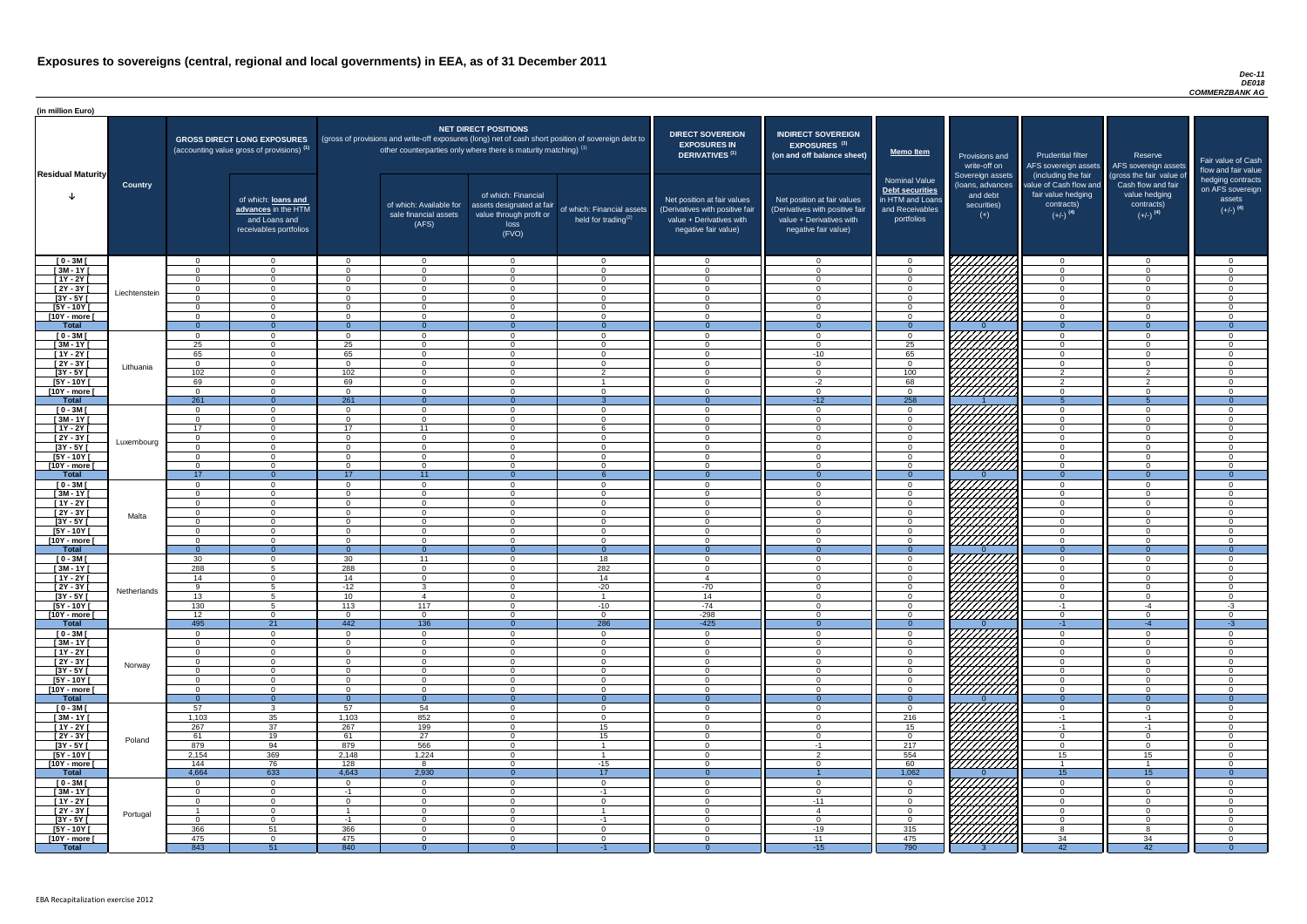# Exposures to sovereigns (central, regional and local governments) in EEA, as of 31 December 2011

*Dec-11*
*DE018*
*COMMERZBANK AG*

(in million Euro)

| Residual Maturity | Country | GROSS DIRECT LONG EXPOSURES (accounting value gross of provisions) (1) | of which: loans and advances in the HTM and Loans and receivables portfolios | NET DIRECT POSITIONS (gross of provisions and write-off exposures (long) net of cash short position of sovereign debt to other counterparties only where there is maturity matching) (1) | of which: Available for sale financial assets (AFS) | of which: Financial assets designated at fair value through profit or loss (FVO) | of which: Financial assets held for trading(2) | DIRECT SOVEREIGN EXPOSURES IN DERIVATIVES (1) Net position at fair values (Derivatives with positive fair value + Derivatives with negative fair value) | INDIRECT SOVEREIGN EXPOSURES (3) (on and off balance sheet) Net position at fair values (Derivatives with positive fair value + Derivatives with negative fair value) | Memo Item: Nominal Value Debt securities in HTM and Loans and Receivables portfolios | Provisions and write-off on Sovereign assets (loans, advances and debt securities) (+) | Prudential filter AFS sovereign assets (including the fair value of Cash flow and fair value hedging contracts) (+/-) (4) | Reserve AFS sovereign assets (gross the fair value of Cash flow and fair value hedging contracts) (+/-) (4) | Fair value of Cash flow and fair value hedging contracts on AFS sovereign assets (+/-) (4) |
|---|---|---|---|---|---|---|---|---|---|---|---|---|---|---|
| [ 0 - 3M [ | Liechtenstein | 0 | 0 | 0 | 0 | 0 | 0 | 0 | 0 | 0 | | 0 | 0 | 0 |
| [ 3M - 1Y [ | | 0 | 0 | 0 | 0 | 0 | 0 | 0 | 0 | 0 | | 0 | 0 | 0 |
| [ 1Y - 2Y [ | | 0 | 0 | 0 | 0 | 0 | 0 | 0 | 0 | 0 | | 0 | 0 | 0 |
| [ 2Y - 3Y [ | | 0 | 0 | 0 | 0 | 0 | 0 | 0 | 0 | 0 | | 0 | 0 | 0 |
| [3Y - 5Y [ | | 0 | 0 | 0 | 0 | 0 | 0 | 0 | 0 | 0 | | 0 | 0 | 0 |
| [5Y - 10Y [ | | 0 | 0 | 0 | 0 | 0 | 0 | 0 | 0 | 0 | | 0 | 0 | 0 |
| [10Y - more [ | | 0 | 0 | 0 | 0 | 0 | 0 | 0 | 0 | 0 | | 0 | 0 | 0 |
| **Total** | | 0 | 0 | 0 | 0 | 0 | 0 | 0 | 0 | 0 | 0 | 0 | 0 | 0 |
| [ 0 - 3M [ | Lithuania | 0 | 0 | 0 | 0 | 0 | 0 | 0 | 0 | 0 | | 0 | 0 | 0 |
| [ 3M - 1Y [ | | 25 | 0 | 25 | 0 | 0 | 0 | 0 | 0 | 25 | | 0 | 0 | 0 |
| [ 1Y - 2Y [ | | 65 | 0 | 65 | 0 | 0 | 0 | 0 | -10 | 65 | | 0 | 0 | 0 |
| [ 2Y - 3Y [ | | 0 | 0 | 0 | 0 | 0 | 0 | 0 | 0 | 0 | | 0 | 0 | 0 |
| [3Y - 5Y [ | | 102 | 0 | 102 | 0 | 0 | 2 | 0 | 0 | 100 | | 2 | 2 | 0 |
| [5Y - 10Y [ | | 69 | 0 | 69 | 0 | 0 | 1 | 0 | -2 | 68 | | 2 | 2 | 0 |
| [10Y - more [ | | 0 | 0 | 0 | 0 | 0 | 0 | 0 | 0 | 0 | | 0 | 0 | 0 |
| **Total** | | 261 | 0 | 261 | 0 | 0 | 3 | 0 | -12 | 258 | 1 | 5 | 5 | 0 |
| [ 0 - 3M [ | Luxembourg | 0 | 0 | 0 | 0 | 0 | 0 | 0 | 0 | 0 | | 0 | 0 | 0 |
| [ 3M - 1Y [ | | 0 | 0 | 0 | 0 | 0 | 0 | 0 | 0 | 0 | | 0 | 0 | 0 |
| [ 1Y - 2Y [ | | 17 | 0 | 17 | 11 | 0 | 6 | 0 | 0 | 0 | | 0 | 0 | 0 |
| [ 2Y - 3Y [ | | 0 | 0 | 0 | 0 | 0 | 0 | 0 | 0 | 0 | | 0 | 0 | 0 |
| [3Y - 5Y [ | | 0 | 0 | 0 | 0 | 0 | 0 | 0 | 0 | 0 | | 0 | 0 | 0 |
| [5Y - 10Y [ | | 0 | 0 | 0 | 0 | 0 | 0 | 0 | 0 | 0 | | 0 | 0 | 0 |
| [10Y - more [ | | 0 | 0 | 0 | 0 | 0 | 0 | 0 | 0 | 0 | | 0 | 0 | 0 |
| **Total** | | 17 | 0 | 17 | 11 | 0 | 6 | 0 | 0 | 0 | 0 | 0 | 0 | 0 |
| [ 0 - 3M [ | Malta | 0 | 0 | 0 | 0 | 0 | 0 | 0 | 0 | 0 | | 0 | 0 | 0 |
| [ 3M - 1Y [ | | 0 | 0 | 0 | 0 | 0 | 0 | 0 | 0 | 0 | | 0 | 0 | 0 |
| [ 1Y - 2Y [ | | 0 | 0 | 0 | 0 | 0 | 0 | 0 | 0 | 0 | | 0 | 0 | 0 |
| [ 2Y - 3Y [ | | 0 | 0 | 0 | 0 | 0 | 0 | 0 | 0 | 0 | | 0 | 0 | 0 |
| [3Y - 5Y [ | | 0 | 0 | 0 | 0 | 0 | 0 | 0 | 0 | 0 | | 0 | 0 | 0 |
| [5Y - 10Y [ | | 0 | 0 | 0 | 0 | 0 | 0 | 0 | 0 | 0 | | 0 | 0 | 0 |
| [10Y - more [ | | 0 | 0 | 0 | 0 | 0 | 0 | 0 | 0 | 0 | | 0 | 0 | 0 |
| **Total** | | 0 | 0 | 0 | 0 | 0 | 0 | 0 | 0 | 0 | 0 | 0 | 0 | 0 |
| [ 0 - 3M [ | Netherlands | 30 | 0 | 30 | 11 | 0 | 18 | 0 | 0 | 0 | | 0 | 0 | 0 |
| [ 3M - 1Y [ | | 288 | 5 | 288 | 0 | 0 | 282 | 0 | 0 | 0 | | 0 | 0 | 0 |
| [ 1Y - 2Y [ | | 14 | 0 | 14 | 0 | 0 | 14 | 4 | 0 | 0 | | 0 | 0 | 0 |
| [ 2Y - 3Y [ | | 9 | 5 | -12 | 3 | 0 | -20 | -70 | 0 | 0 | | 0 | 0 | 0 |
| [3Y - 5Y [ | | 13 | 5 | 10 | 4 | 0 | 1 | 14 | 0 | 0 | | 0 | 0 | 0 |
| [5Y - 10Y [ | | 130 | 5 | 113 | 117 | 0 | -10 | -74 | 0 | 0 | | -1 | -4 | -3 |
| [10Y - more [ | | 12 | 0 | 0 | 0 | 0 | 0 | -298 | 0 | 0 | | 0 | 0 | 0 |
| **Total** | | 495 | 21 | 442 | 136 | 0 | 286 | -425 | 0 | 0 | 0 | -1 | -4 | -3 |
| [ 0 - 3M [ | Norway | 0 | 0 | 0 | 0 | 0 | 0 | 0 | 0 | 0 | | 0 | 0 | 0 |
| [ 3M - 1Y [ | | 0 | 0 | 0 | 0 | 0 | 0 | 0 | 0 | 0 | | 0 | 0 | 0 |
| [ 1Y - 2Y [ | | 0 | 0 | 0 | 0 | 0 | 0 | 0 | 0 | 0 | | 0 | 0 | 0 |
| [ 2Y - 3Y [ | | 0 | 0 | 0 | 0 | 0 | 0 | 0 | 0 | 0 | | 0 | 0 | 0 |
| [3Y - 5Y [ | | 0 | 0 | 0 | 0 | 0 | 0 | 0 | 0 | 0 | | 0 | 0 | 0 |
| [5Y - 10Y [ | | 0 | 0 | 0 | 0 | 0 | 0 | 0 | 0 | 0 | | 0 | 0 | 0 |
| [10Y - more [ | | 0 | 0 | 0 | 0 | 0 | 0 | 0 | 0 | 0 | | 0 | 0 | 0 |
| **Total** | | 0 | 0 | 0 | 0 | 0 | 0 | 0 | 0 | 0 | 0 | 0 | 0 | 0 |
| [ 0 - 3M [ | Poland | 57 | 3 | 57 | 54 | 0 | 0 | 0 | 0 | 0 | | 0 | 0 | 0 |
| [ 3M - 1Y [ | | 1,103 | 35 | 1,103 | 852 | 0 | 0 | 0 | 0 | 216 | | -1 | -1 | 0 |
| [ 1Y - 2Y [ | | 267 | 37 | 267 | 199 | 0 | 15 | 0 | 0 | 15 | | -1 | -1 | 0 |
| [ 2Y - 3Y [ | | 61 | 19 | 61 | 27 | 0 | 15 | 0 | 0 | 0 | | 0 | 0 | 0 |
| [3Y - 5Y [ | | 879 | 94 | 879 | 566 | 0 | 1 | 0 | -1 | 217 | | 0 | 0 | 0 |
| [5Y - 10Y [ | | 2,154 | 369 | 2,148 | 1,224 | 0 | 1 | 0 | 2 | 554 | | 15 | 15 | 0 |
| [10Y - more [ | | 144 | 76 | 128 | 8 | 0 | -15 | 0 | 0 | 60 | | 1 | 1 | 0 |
| **Total** | | 4,664 | 633 | 4,643 | 2,930 | 0 | 17 | 0 | 1 | 1,062 | 0 | 15 | 15 | 0 |
| [ 0 - 3M [ | Portugal | 0 | 0 | 0 | 0 | 0 | 0 | 0 | 0 | 0 | | 0 | 0 | 0 |
| [ 3M - 1Y [ | | 0 | 0 | -1 | 0 | 0 | -1 | 0 | 0 | 0 | | 0 | 0 | 0 |
| [ 1Y - 2Y [ | | 0 | 0 | 0 | 0 | 0 | 0 | 0 | -11 | 0 | | 0 | 0 | 0 |
| [ 2Y - 3Y [ | | 1 | 0 | 1 | 0 | 0 | 1 | 0 | 4 | 0 | | 0 | 0 | 0 |
| [3Y - 5Y [ | | 0 | 0 | -1 | 0 | 0 | -1 | 0 | 0 | 0 | | 0 | 0 | 0 |
| [5Y - 10Y [ | | 366 | 51 | 366 | 0 | 0 | 0 | 0 | -19 | 315 | | 8 | 8 | 0 |
| [10Y - more [ | | 475 | 0 | 475 | 0 | 0 | 0 | 0 | 11 | 475 | | 34 | 34 | 0 |
| **Total** | | 843 | 51 | 840 | 0 | 0 | -1 | 0 | -15 | 790 | 3 | 42 | 42 | 0 |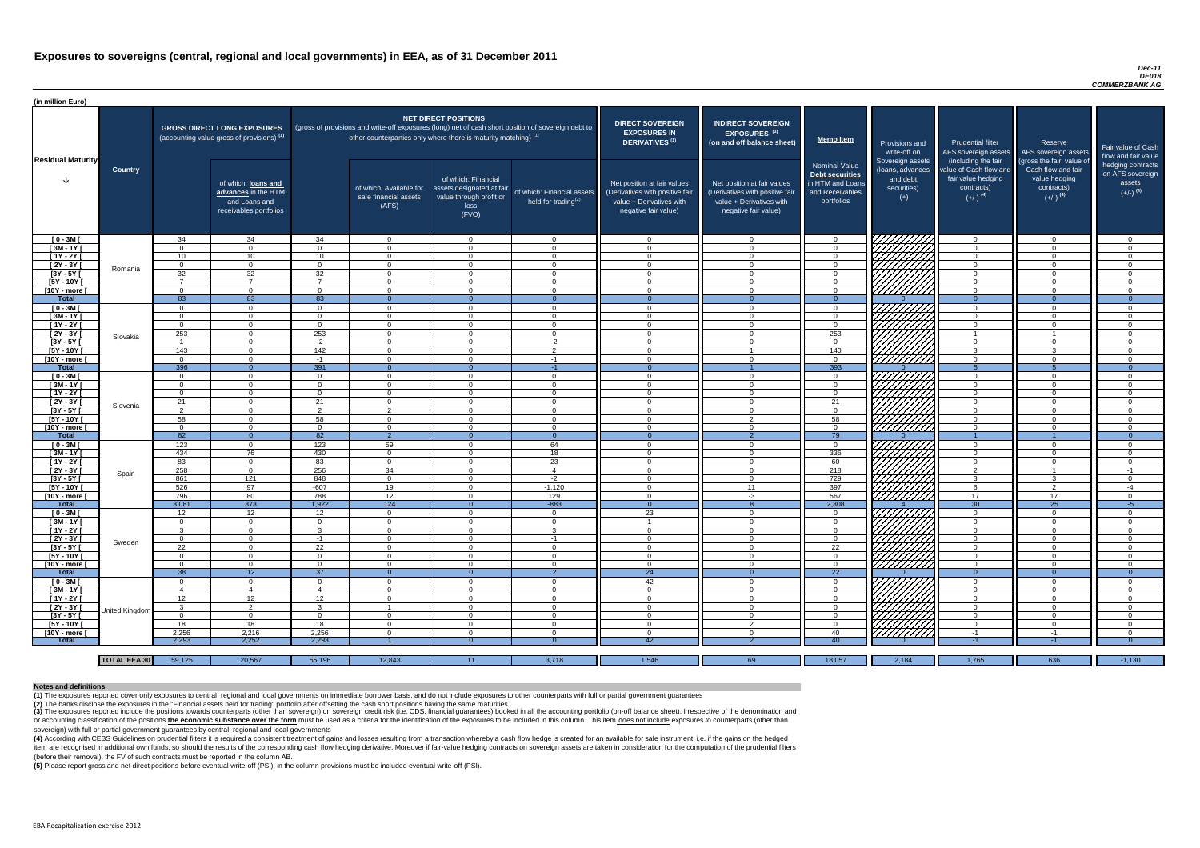# Exposures to sovereigns (central, regional and local governments) in EEA, as of 31 December 2011

*Dec-11*
*DE018*
*COMMERZBANK AG*

(in million Euro)

| Residual Maturity | Country | GROSS DIRECT LONG EXPOSURES (accounting value gross of provisions) (1) | of which: loans and advances in the HTM and Loans and receivables portfolios | NET DIRECT POSITIONS (gross of provisions and write-off exposures (long) net of cash short position of sovereign debt to other counterparties only where there is maturity matching) (1) | of which: Available for sale financial assets (AFS) | of which: Financial assets designated at fair value through profit or loss (FVO) | of which: Financial assets held for trading(2) | DIRECT SOVEREIGN EXPOSURES IN DERIVATIVES (1) Net position at fair values (Derivatives with positive fair value + Derivatives with negative fair value) | INDIRECT SOVEREIGN EXPOSURES (3) (on and off balance sheet) Net position at fair values (Derivatives with positive fair value + Derivatives with negative fair value) | Memo Item: Nominal Value Debt securities in HTM and Loans and Receivables portfolios | Provisions and write-off on Sovereign assets (loans, advances and debt securities) (+) | Prudential filter AFS sovereign assets (including the fair value of Cash flow and fair value hedging contracts) (+/-) (4) | Reserve AFS sovereign assets (gross the fair value of Cash flow and fair value hedging contracts) (+/-) (4) | Fair value of Cash flow and fair value hedging contracts on AFS sovereign assets (+/-) (4) |
|---|---|---|---|---|---|---|---|---|---|---|---|---|---|---|
| [ 0 - 3M [ | Romania | 34 | 34 | 34 | 0 | 0 | 0 | 0 | 0 | 0 | | 0 | 0 | 0 |
| [ 3M - 1Y [ | | 0 | 0 | 0 | 0 | 0 | 0 | 0 | 0 | 0 | | 0 | 0 | 0 |
| [ 1Y - 2Y [ | | 10 | 10 | 10 | 0 | 0 | 0 | 0 | 0 | 0 | | 0 | 0 | 0 |
| [ 2Y - 3Y [ | | 0 | 0 | 0 | 0 | 0 | 0 | 0 | 0 | 0 | | 0 | 0 | 0 |
| [3Y - 5Y [ | | 32 | 32 | 32 | 0 | 0 | 0 | 0 | 0 | 0 | | 0 | 0 | 0 |
| [5Y - 10Y [ | | 7 | 7 | 7 | 0 | 0 | 0 | 0 | 0 | 0 | | 0 | 0 | 0 |
| [10Y - more [ | | 0 | 0 | 0 | 0 | 0 | 0 | 0 | 0 | 0 | | 0 | 0 | 0 |
| **Total** | | 83 | 83 | 83 | 0 | 0 | 0 | 0 | 0 | 0 | 0 | 0 | 0 | 0 |
| [ 0 - 3M [ | Slovakia | 0 | 0 | 0 | 0 | 0 | 0 | 0 | 0 | 0 | | 0 | 0 | 0 |
| [ 3M - 1Y [ | | 0 | 0 | 0 | 0 | 0 | 0 | 0 | 0 | 0 | | 0 | 0 | 0 |
| [ 1Y - 2Y [ | | 0 | 0 | 0 | 0 | 0 | 0 | 0 | 0 | 0 | | 0 | 0 | 0 |
| [ 2Y - 3Y [ | | 253 | 0 | 253 | 0 | 0 | 0 | 0 | 0 | 253 | | 1 | 1 | 0 |
| [3Y - 5Y [ | | 1 | 0 | -2 | 0 | 0 | -2 | 0 | 0 | 0 | | 0 | 0 | 0 |
| [5Y - 10Y [ | | 143 | 0 | 142 | 0 | 0 | 2 | 0 | 1 | 140 | | 3 | 3 | 0 |
| [10Y - more [ | | 0 | 0 | -1 | 0 | 0 | -1 | 0 | 0 | 0 | | 0 | 0 | 0 |
| **Total** | | 396 | 0 | 391 | 0 | 0 | -1 | 0 | 1 | 393 | 0 | 5 | 5 | 0 |
| [ 0 - 3M [ | Slovenia | 0 | 0 | 0 | 0 | 0 | 0 | 0 | 0 | 0 | | 0 | 0 | 0 |
| [ 3M - 1Y [ | | 0 | 0 | 0 | 0 | 0 | 0 | 0 | 0 | 0 | | 0 | 0 | 0 |
| [ 1Y - 2Y [ | | 0 | 0 | 0 | 0 | 0 | 0 | 0 | 0 | 0 | | 0 | 0 | 0 |
| [ 2Y - 3Y [ | | 21 | 0 | 21 | 0 | 0 | 0 | 0 | 0 | 21 | | 0 | 0 | 0 |
| [3Y - 5Y [ | | 2 | 0 | 2 | 2 | 0 | 0 | 0 | 0 | 0 | | 0 | 0 | 0 |
| [5Y - 10Y [ | | 58 | 0 | 58 | 0 | 0 | 0 | 0 | 2 | 58 | | 0 | 0 | 0 |
| [10Y - more [ | | 0 | 0 | 0 | 0 | 0 | 0 | 0 | 0 | 0 | | 0 | 0 | 0 |
| **Total** | | 82 | 0 | 82 | 2 | 0 | 0 | 0 | 2 | 79 | 0 | 1 | 1 | 0 |
| [ 0 - 3M [ | Spain | 123 | 0 | 123 | 59 | 0 | 64 | 0 | 0 | 0 | | 0 | 0 | 0 |
| [ 3M - 1Y [ | | 434 | 76 | 430 | 0 | 0 | 18 | 0 | 0 | 336 | | 0 | 0 | 0 |
| [ 1Y - 2Y [ | | 83 | 0 | 83 | 0 | 0 | 23 | 0 | 0 | 60 | | 0 | 0 | 0 |
| [ 2Y - 3Y [ | | 258 | 0 | 256 | 34 | 0 | 4 | 0 | 0 | 218 | | 2 | 1 | -1 |
| [3Y - 5Y [ | | 861 | 121 | 848 | 0 | 0 | -2 | 0 | 0 | 729 | | 3 | 3 | 0 |
| [5Y - 10Y [ | | 526 | 97 | -607 | 19 | 0 | -1,120 | 0 | 11 | 397 | | 6 | 2 | -4 |
| [10Y - more [ | | 796 | 80 | 788 | 12 | 0 | 129 | 0 | -3 | 567 | | 17 | 17 | 0 |
| **Total** | | 3,081 | 373 | 1,922 | 124 | 0 | -883 | 0 | 8 | 2,308 | 4 | 30 | 25 | -5 |
| [ 0 - 3M [ | Sweden | 12 | 12 | 12 | 0 | 0 | 0 | 23 | 0 | 0 | | 0 | 0 | 0 |
| [ 3M - 1Y [ | | 0 | 0 | 0 | 0 | 0 | 0 | 1 | 0 | 0 | | 0 | 0 | 0 |
| [ 1Y - 2Y [ | | 3 | 0 | 3 | 0 | 0 | 3 | 0 | 0 | 0 | | 0 | 0 | 0 |
| [ 2Y - 3Y [ | | 0 | 0 | -1 | 0 | 0 | -1 | 0 | 0 | 0 | | 0 | 0 | 0 |
| [3Y - 5Y [ | | 22 | 0 | 22 | 0 | 0 | 0 | 0 | 0 | 22 | | 0 | 0 | 0 |
| [5Y - 10Y [ | | 0 | 0 | 0 | 0 | 0 | 0 | 0 | 0 | 0 | | 0 | 0 | 0 |
| [10Y - more [ | | 0 | 0 | 0 | 0 | 0 | 0 | 0 | 0 | 0 | | 0 | 0 | 0 |
| **Total** | | 38 | 12 | 37 | 0 | 0 | 2 | 24 | 0 | 22 | 0 | 0 | 0 | 0 |
| [ 0 - 3M [ | United Kingdom | 0 | 0 | 0 | 0 | 0 | 0 | 42 | 0 | 0 | | 0 | 0 | 0 |
| [ 3M - 1Y [ | | 4 | 4 | 4 | 0 | 0 | 0 | 0 | 0 | 0 | | 0 | 0 | 0 |
| [ 1Y - 2Y [ | | 12 | 12 | 12 | 0 | 0 | 0 | 0 | 0 | 0 | | 0 | 0 | 0 |
| [ 2Y - 3Y [ | | 3 | 2 | 3 | 1 | 0 | 0 | 0 | 0 | 0 | | 0 | 0 | 0 |
| [3Y - 5Y [ | | 0 | 0 | 0 | 0 | 0 | 0 | 0 | 0 | 0 | | 0 | 0 | 0 |
| [5Y - 10Y [ | | 18 | 18 | 18 | 0 | 0 | 0 | 0 | 2 | 0 | | 0 | 0 | 0 |
| [10Y - more [ | | 2,256 | 2,216 | 2,256 | 0 | 0 | 0 | 0 | 0 | 40 | | -1 | -1 | 0 |
| **Total** | | 2,293 | 2,252 | 2,293 | 1 | 0 | 0 | 42 | 2 | 40 | 0 | -1 | -1 | 0 |
| **TOTAL EEA 30** | | 59,125 | 20,567 | 55,196 | 12,843 | 11 | 3,718 | 1,546 | 69 | 18,057 | 2,184 | 1,765 | 636 | -1,130 |

**Notes and definitions**

**(1)** The exposures reported cover only exposures to central, regional and local governments on immediate borrower basis, and do not include exposures to other counterparts with full or partial government guarantees

**(2)** The banks disclose the exposures in the "Financial assets held for trading" portfolio after offsetting the cash short positions having the same maturities.

**(3)** The exposures reported include the positions towards counterparts (other than sovereign) on sovereign credit risk (i.e. CDS, financial guarantees) booked in all the accounting portfolio (on-off balance sheet). Irrespective of the denomination and or accounting classification of the positions **the economic substance over the form** must be used as a criteria for the identification of the exposures to be included in this column. This item does not include exposures to counterparts (other than sovereign) with full or partial government guarantees by central, regional and local governments

**(4)** According with CEBS Guidelines on prudential filters it is required a consistent treatment of gains and losses resulting from a transaction whereby a cash flow hedge is created for an available for sale instrument: i.e. if the gains on the hedged item are recognised in additional own funds, so should the results of the corresponding cash flow hedging derivative. Moreover if fair-value hedging contracts on sovereign assets are taken in consideration for the computation of the prudential filters (before their removal), the FV of such contracts must be reported in the column AB.

**(5)** Please report gross and net direct positions before eventual write-off (PSI); in the column provisions must be included eventual write-off (PSI).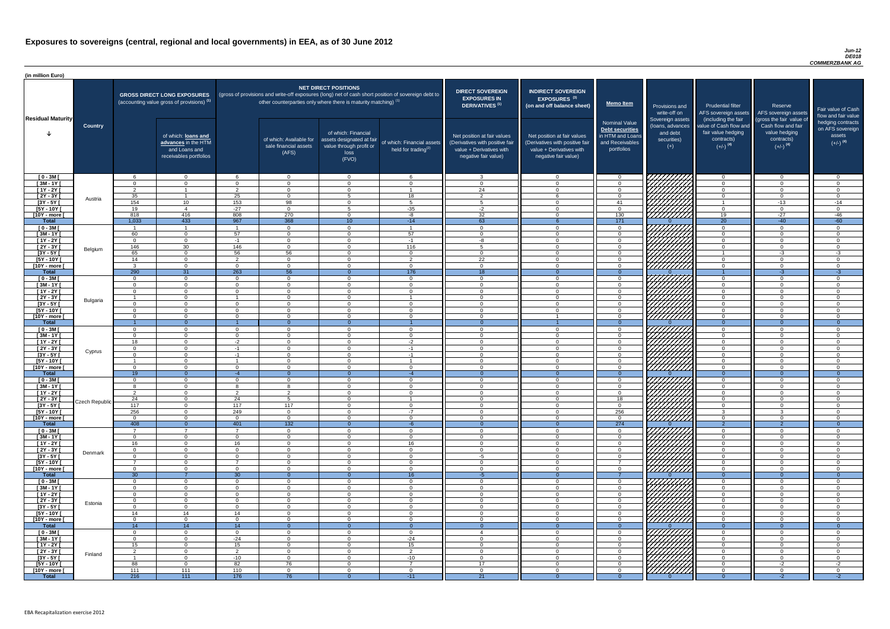# Exposures to sovereigns (central, regional and local governments) in EEA, as of 30 June 2012

*Jun-12*
*DE018*
*COMMERZBANK AG*

(in million Euro)

| Residual Maturity | Country | GROSS DIRECT LONG EXPOSURES (accounting value gross of provisions) (1) | of which: loans and advances in the HTM and Loans and receivables portfolios | NET DIRECT POSITIONS (gross of provisions and write-off exposures (long) net of cash short position of sovereign debt to other counterparties only where there is maturity matching) (1) | of which: Available for sale financial assets (AFS) | of which: Financial assets designated at fair value through profit or loss (FVO) | of which: Financial assets held for trading(2) | DIRECT SOVEREIGN EXPOSURES IN DERIVATIVES (1) Net position at fair values (Derivatives with positive fair value + Derivatives with negative fair value) | INDIRECT SOVEREIGN EXPOSURES (3) (on and off balance sheet) Net position at fair values (Derivatives with positive fair value + Derivatives with negative fair value) | Memo Item: Nominal Value Debt securities in HTM and Loans and Receivables portfolios | Provisions and write-off on Sovereign assets (loans, advances and debt securities) (+) | Prudential filter AFS sovereign assets (including the fair value of Cash flow and fair value hedging contracts) (+/-) (4) | Reserve AFS sovereign assets (gross the fair value of Cash flow and fair value hedging contracts) (+/-) (4) | Fair value of Cash flow and fair value hedging contracts on AFS sovereign assets (+/-) (4) |
|---|---|---|---|---|---|---|---|---|---|---|---|---|---|---|
| [ 0 - 3M [ | Austria | 6 | 0 | 6 | 0 | 0 | 6 | 3 | 0 | 0 | | 0 | 0 | 0 |
| [ 3M - 1Y [ | | 0 | 0 | 0 | 0 | 0 | 0 | 0 | 0 | 0 | | 0 | 0 | 0 |
| [ 1Y - 2Y [ | | 2 | 1 | 2 | 0 | 0 | 1 | 24 | 0 | 0 | | 0 | 0 | 0 |
| [ 2Y - 3Y [ | | 35 | 1 | 25 | 0 | 5 | 18 | 2 | 6 | 0 | | 0 | 0 | 0 |
| [3Y - 5Y [ | | 154 | 10 | 153 | 98 | 0 | 5 | 5 | 0 | 41 | | 1 | -13 | -14 |
| [5Y - 10Y [ | | 19 | 4 | -27 | 0 | 5 | -35 | -2 | 0 | 0 | | 0 | 0 | 0 |
| [10Y - more [ | | 818 | 416 | 808 | 270 | 0 | -8 | 32 | 0 | 130 | | 19 | -27 | -46 |
| **Total** | | 1,033 | 433 | 967 | 368 | 10 | -14 | 63 | 6 | 171 | 0 | 20 | -40 | -60 |
| [ 0 - 3M [ | Belgium | 1 | 1 | 1 | 0 | 0 | 1 | 0 | 0 | 0 | | 0 | 0 | 0 |
| [ 3M - 1Y [ | | 60 | 0 | 57 | 0 | 0 | 57 | 0 | 0 | 0 | | 0 | 0 | 0 |
| [ 1Y - 2Y [ | | 0 | 0 | -1 | 0 | 0 | -1 | -8 | 0 | 0 | | 0 | 0 | 0 |
| [ 2Y - 3Y [ | | 146 | 30 | 146 | 0 | 0 | 116 | 5 | 0 | 0 | | 0 | 0 | 0 |
| [3Y - 5Y [ | | 65 | 0 | 56 | 56 | 0 | 0 | 0 | 0 | 0 | | 1 | -3 | -3 |
| [5Y - 10Y [ | | 14 | 0 | 2 | 0 | 0 | 2 | 22 | 0 | 0 | | 0 | 0 | 0 |
| [10Y - more [ | | 3 | 0 | 0 | 0 | 0 | 0 | 0 | 0 | 0 | | 0 | 0 | 0 |
| **Total** | | 290 | 31 | 263 | 56 | 0 | 176 | 18 | 0 | 0 | 0 | 1 | -3 | -3 |
| [ 0 - 3M [ | Bulgaria | 0 | 0 | 0 | 0 | 0 | 0 | 0 | 0 | 0 | | 0 | 0 | 0 |
| [ 3M - 1Y [ | | 0 | 0 | 0 | 0 | 0 | 0 | 0 | 0 | 0 | | 0 | 0 | 0 |
| [ 1Y - 2Y [ | | 0 | 0 | 0 | 0 | 0 | 0 | 0 | 0 | 0 | | 0 | 0 | 0 |
| [ 2Y - 3Y [ | | 1 | 0 | 1 | 0 | 0 | 1 | 0 | 0 | 0 | | 0 | 0 | 0 |
| [3Y - 5Y [ | | 0 | 0 | 0 | 0 | 0 | 0 | 0 | 0 | 0 | | 0 | 0 | 0 |
| [5Y - 10Y [ | | 0 | 0 | 0 | 0 | 0 | 0 | 0 | 0 | 0 | | 0 | 0 | 0 |
| [10Y - more [ | | 0 | 0 | 0 | 0 | 0 | 0 | 0 | 1 | 0 | | 0 | 0 | 0 |
| **Total** | | 1 | 0 | 1 | 0 | 0 | 1 | 0 | 1 | 0 | 0 | 0 | 0 | 0 |
| [ 0 - 3M [ | Cyprus | 0 | 0 | 0 | 0 | 0 | 0 | 0 | 0 | 0 | | 0 | 0 | 0 |
| [ 3M - 1Y [ | | 0 | 0 | 0 | 0 | 0 | 0 | 0 | 0 | 0 | | 0 | 0 | 0 |
| [ 1Y - 2Y [ | | 18 | 0 | -2 | 0 | 0 | -2 | 0 | 0 | 0 | | 0 | 0 | 0 |
| [ 2Y - 3Y [ | | 0 | 0 | -1 | 0 | 0 | -1 | 0 | 0 | 0 | | 0 | 0 | 0 |
| [3Y - 5Y [ | | 0 | 0 | -1 | 0 | 0 | -1 | 0 | 0 | 0 | | 0 | 0 | 0 |
| [5Y - 10Y [ | | 1 | 0 | 1 | 0 | 0 | 1 | 0 | 0 | 0 | | 0 | 0 | 0 |
| [10Y - more [ | | 0 | 0 | 0 | 0 | 0 | 0 | 0 | 0 | 0 | | 0 | 0 | 0 |
| **Total** | | 19 | 0 | -4 | 0 | 0 | -4 | 0 | 0 | 0 | 0 | 0 | 0 | 0 |
| [ 0 - 3M [ | Czech Republic | 0 | 0 | 0 | 0 | 0 | 0 | 0 | 0 | 0 | | 0 | 0 | 0 |
| [ 3M - 1Y [ | | 8 | 0 | 8 | 8 | 0 | 0 | 0 | 0 | 0 | | 0 | 0 | 0 |
| [ 1Y - 2Y [ | | 2 | 0 | 2 | 2 | 0 | 0 | 0 | 0 | 0 | | 0 | 0 | 0 |
| [ 2Y - 3Y [ | | 24 | 0 | 24 | 5 | 0 | 1 | 0 | 0 | 18 | | 0 | 0 | 0 |
| [3Y - 5Y [ | | 117 | 0 | 117 | 117 | 0 | 0 | 0 | 0 | 0 | | 0 | 0 | 0 |
| [5Y - 10Y [ | | 256 | 0 | 249 | 0 | 0 | -7 | 0 | 0 | 256 | | 3 | 3 | 0 |
| [10Y - more [ | | 0 | 0 | 0 | 0 | 0 | 0 | 0 | 0 | 0 | | 0 | 0 | 0 |
| **Total** | | 408 | 0 | 401 | 132 | 0 | -6 | 0 | 0 | 274 | 0 | 2 | 2 | 0 |
| [ 0 - 3M [ | Denmark | 7 | 7 | 7 | 0 | 0 | 0 | 0 | 0 | 0 | | 0 | 0 | 0 |
| [ 3M - 1Y [ | | 0 | 0 | 0 | 0 | 0 | 0 | 0 | 0 | 0 | | 0 | 0 | 0 |
| [ 1Y - 2Y [ | | 16 | 0 | 16 | 0 | 0 | 16 | 0 | 0 | 0 | | 0 | 0 | 0 |
| [ 2Y - 3Y [ | | 0 | 0 | 0 | 0 | 0 | 0 | 0 | 0 | 0 | | 0 | 0 | 0 |
| [3Y - 5Y [ | | 0 | 0 | 0 | 0 | 0 | 0 | -5 | 0 | 0 | | 0 | 0 | 0 |
| [5Y - 10Y [ | | 7 | 0 | 7 | 0 | 0 | 0 | 0 | 0 | 7 | | 0 | 0 | 0 |
| [10Y - more [ | | 0 | 0 | 0 | 0 | 0 | 0 | 0 | 0 | 0 | | 0 | 0 | 0 |
| **Total** | | 30 | 7 | 30 | 0 | 0 | 16 | -5 | 0 | 7 | 0 | 0 | 0 | 0 |
| [ 0 - 3M [ | Estonia | 0 | 0 | 0 | 0 | 0 | 0 | 0 | 0 | 0 | | 0 | 0 | 0 |
| [ 3M - 1Y [ | | 0 | 0 | 0 | 0 | 0 | 0 | 0 | 0 | 0 | | 0 | 0 | 0 |
| [ 1Y - 2Y [ | | 0 | 0 | 0 | 0 | 0 | 0 | 0 | 0 | 0 | | 0 | 0 | 0 |
| [ 2Y - 3Y [ | | 0 | 0 | 0 | 0 | 0 | 0 | 0 | 0 | 0 | | 0 | 0 | 0 |
| [3Y - 5Y [ | | 0 | 0 | 0 | 0 | 0 | 0 | 0 | 0 | 0 | | 0 | 0 | 0 |
| [5Y - 10Y [ | | 14 | 14 | 14 | 0 | 0 | 0 | 0 | 0 | 0 | | 0 | 0 | 0 |
| [10Y - more [ | | 0 | 0 | 0 | 0 | 0 | 0 | 0 | 0 | 0 | | 0 | 0 | 0 |
| **Total** | | 14 | 14 | 14 | 0 | 0 | 0 | 0 | 0 | 0 | 0 | 0 | 0 | 0 |
| [ 0 - 3M [ | Finland | 0 | 0 | 0 | 0 | 0 | 0 | 4 | 0 | 0 | | 0 | 0 | 0 |
| [ 3M - 1Y [ | | 0 | 0 | -24 | 0 | 0 | -24 | 0 | 0 | 0 | | 0 | 0 | 0 |
| [ 1Y - 2Y [ | | 15 | 0 | 15 | 0 | 0 | 15 | 0 | 0 | 0 | | 0 | 0 | 0 |
| [ 2Y - 3Y [ | | 2 | 0 | 2 | 0 | 0 | 2 | 0 | 0 | 0 | | 0 | 0 | 0 |
| [3Y - 5Y [ | | 1 | 0 | -10 | 0 | 0 | -10 | 0 | 0 | 0 | | 0 | 0 | 0 |
| [5Y - 10Y [ | | 88 | 0 | 82 | 76 | 0 | 7 | 17 | 0 | 0 | | 0 | -2 | -2 |
| [10Y - more [ | | 111 | 111 | 110 | 0 | 0 | 0 | 0 | 0 | 0 | | 0 | 0 | 0 |
| **Total** | | 216 | 111 | 176 | 76 | 0 | -11 | 21 | 0 | 0 | 0 | 0 | -2 | -2 |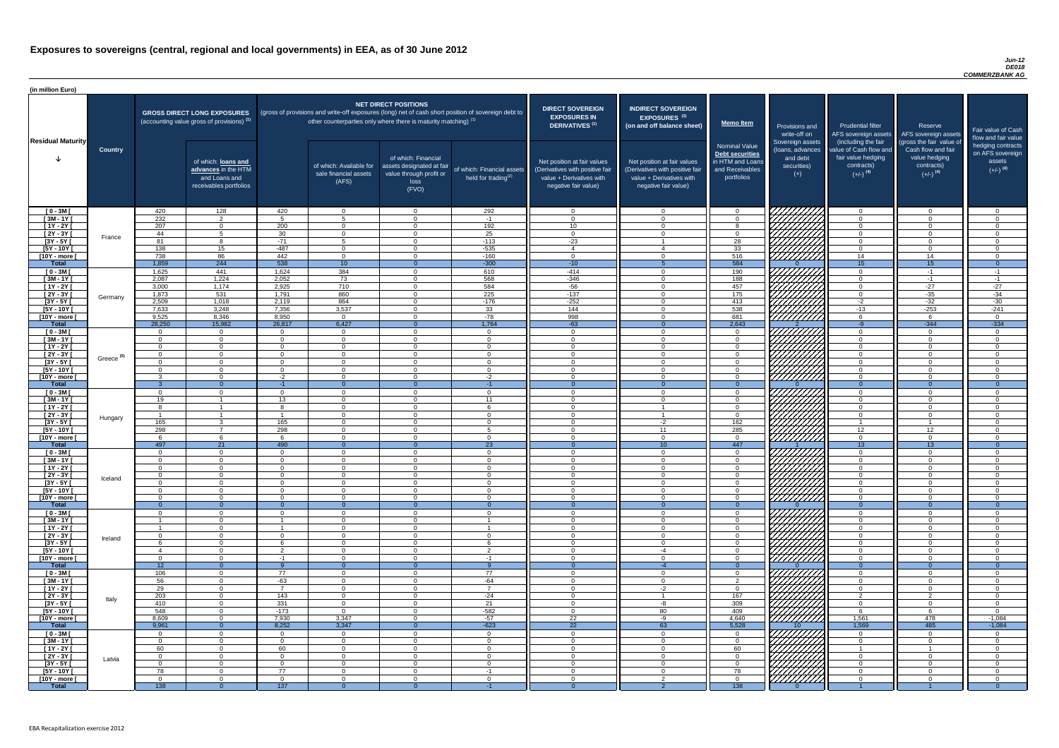# Exposures to sovereigns (central, regional and local governments) in EEA, as of 30 June 2012

*Jun-12*
*DE018*
*COMMERZBANK AG*

(in million Euro)

| Residual Maturity | Country | GROSS DIRECT LONG EXPOSURES (accounting value gross of provisions) (1) | of which: loans and advances in the HTM and Loans and receivables portfolios | NET DIRECT POSITIONS (gross of provisions and write-off exposures (long) net of cash short position of sovereign debt to other counterparties only where there is maturity matching) (1) | of which: Available for sale financial assets (AFS) | of which: Financial assets designated at fair value through profit or loss (FVO) | of which: Financial assets held for trading(2) | DIRECT SOVEREIGN EXPOSURES IN DERIVATIVES (1) Net position at fair values (Derivatives with positive fair value + Derivatives with negative fair value) | INDIRECT SOVEREIGN EXPOSURES (3) (on and off balance sheet) Net position at fair values (Derivatives with positive fair value + Derivatives with negative fair value) | Memo Item: Nominal Value Debt securities in HTM and Loans and Receivables portfolios | Provisions and write-off on Sovereign assets (loans, advances and debt securities) (+) | Prudential filter AFS sovereign assets (including the fair value of Cash flow and fair value hedging contracts) (+/-) (4) | Reserve AFS sovereign assets (gross the fair value of Cash flow and fair value hedging contracts) (+/-) (4) | Fair value of Cash flow and fair value hedging contracts on AFS sovereign assets (+/-) (4) |
|---|---|---|---|---|---|---|---|---|---|---|---|---|---|---|
| [ 0 - 3M [ | France | 420 | 128 | 420 | 0 | 0 | 292 | 0 | 0 | 0 | | 0 | 0 | 0 |
| [ 3M - 1Y [ | | 232 | 2 | 5 | 5 | 0 | -1 | 0 | 0 | 0 | | 0 | 0 | 0 |
| [ 1Y - 2Y [ | | 207 | 0 | 200 | 0 | 0 | 192 | 10 | 0 | 8 | | 0 | 0 | 0 |
| [ 2Y - 3Y [ | | 44 | 5 | 30 | 0 | 0 | 25 | 0 | 0 | 0 | | 0 | 0 | 0 |
| [3Y - 5Y [ | | 81 | 8 | -71 | 5 | 0 | -113 | -23 | 1 | 28 | | 0 | 0 | 0 |
| [5Y - 10Y [ | | 138 | 15 | -487 | 0 | 0 | -535 | 4 | 4 | 33 | | 0 | 0 | 0 |
| [10Y - more [ | | 738 | 86 | 442 | 0 | 0 | -160 | 0 | 0 | 516 | | 14 | 14 | 0 |
| **Total** | | 1,859 | 244 | 538 | 10 | 0 | -300 | -10 | 5 | 584 | 0 | 15 | 15 | 0 |
| [ 0 - 3M [ | Germany | 1,625 | 441 | 1,624 | 384 | 0 | 610 | -414 | 0 | 190 | | 0 | -1 | -1 |
| [ 3M - 1Y [ | | 2,087 | 1,224 | 2,052 | 73 | 0 | 568 | -346 | 0 | 188 | | 0 | -1 | -1 |
| [ 1Y - 2Y [ | | 3,000 | 1,174 | 2,925 | 710 | 0 | 584 | -56 | 0 | 457 | | 0 | -27 | -27 |
| [ 2Y - 3Y [ | | 1,873 | 531 | 1,791 | 860 | 0 | 225 | -137 | 0 | 175 | | 0 | -35 | -34 |
| [3Y - 5Y [ | | 2,509 | 1,018 | 2,119 | 864 | 0 | -176 | -252 | 0 | 413 | | -2 | -32 | -30 |
| [5Y - 10Y [ | | 7,633 | 3,248 | 7,356 | 3,537 | 0 | 33 | 144 | 0 | 538 | | -13 | -253 | -241 |
| [10Y - more [ | | 9,525 | 8,346 | 8,950 | 0 | 0 | -78 | 998 | 0 | 681 | | 6 | 6 | 0 |
| **Total** | | 28,250 | 15,982 | 26,817 | 6,427 | 0 | 1,764 | -63 | 0 | 2,643 | 2 | -9 | -344 | -334 |
| [ 0 - 3M [ | Greece (5) | 0 | 0 | 0 | 0 | 0 | 0 | 0 | 0 | 0 | | 0 | 0 | 0 |
| [ 3M - 1Y [ | | 0 | 0 | 0 | 0 | 0 | 0 | 0 | 0 | 0 | | 0 | 0 | 0 |
| [ 1Y - 2Y [ | | 0 | 0 | 0 | 0 | 0 | 0 | 0 | 0 | 0 | | 0 | 0 | 0 |
| [ 2Y - 3Y [ | | 0 | 0 | 0 | 0 | 0 | 0 | 0 | 0 | 0 | | 0 | 0 | 0 |
| [3Y - 5Y [ | | 0 | 0 | 0 | 0 | 0 | 0 | 0 | 0 | 0 | | 0 | 0 | 0 |
| [5Y - 10Y [ | | 0 | 0 | 0 | 0 | 0 | 0 | 0 | 0 | 0 | | 0 | 0 | 0 |
| [10Y - more [ | | 3 | 0 | -2 | 0 | 0 | -2 | 0 | 0 | 0 | | 0 | 0 | 0 |
| **Total** | | 3 | 0 | -1 | 0 | 0 | -1 | 0 | 0 | 0 | 0 | 0 | 0 | 0 |
| [ 0 - 3M [ | Hungary | 0 | 0 | 0 | 0 | 0 | 0 | 0 | 0 | 0 | | 0 | 0 | 0 |
| [ 3M - 1Y [ | | 19 | 1 | 13 | 0 | 0 | 11 | 0 | 0 | 0 | | 0 | 0 | 0 |
| [ 1Y - 2Y [ | | 8 | 1 | 8 | 0 | 0 | 6 | 0 | 1 | 0 | | 0 | 0 | 0 |
| [ 2Y - 3Y [ | | 1 | 1 | 1 | 0 | 0 | 0 | 0 | 1 | 0 | | 0 | 0 | 0 |
| [3Y - 5Y [ | | 165 | 3 | 165 | 0 | 0 | 0 | 0 | -2 | 162 | | 1 | 1 | 0 |
| [5Y - 10Y [ | | 298 | 7 | 298 | 0 | 0 | 5 | 0 | 11 | 285 | | 12 | 12 | 0 |
| [10Y - more [ | | 6 | 6 | 6 | 0 | 0 | 0 | 0 | 0 | 0 | | 0 | 0 | 0 |
| **Total** | | 497 | 21 | 490 | 0 | 0 | 23 | 0 | 10 | 447 | 1 | 13 | 13 | 0 |
| [ 0 - 3M [ | Iceland | 0 | 0 | 0 | 0 | 0 | 0 | 0 | 0 | 0 | | 0 | 0 | 0 |
| [ 3M - 1Y [ | | 0 | 0 | 0 | 0 | 0 | 0 | 0 | 0 | 0 | | 0 | 0 | 0 |
| [ 1Y - 2Y [ | | 0 | 0 | 0 | 0 | 0 | 0 | 0 | 0 | 0 | | 0 | 0 | 0 |
| [ 2Y - 3Y [ | | 0 | 0 | 0 | 0 | 0 | 0 | 0 | 0 | 0 | | 0 | 0 | 0 |
| [3Y - 5Y [ | | 0 | 0 | 0 | 0 | 0 | 0 | 0 | 0 | 0 | | 0 | 0 | 0 |
| [5Y - 10Y [ | | 0 | 0 | 0 | 0 | 0 | 0 | 0 | 0 | 0 | | 0 | 0 | 0 |
| [10Y - more [ | | 0 | 0 | 0 | 0 | 0 | 0 | 0 | 0 | 0 | | 0 | 0 | 0 |
| **Total** | | 0 | 0 | 0 | 0 | 0 | 0 | 0 | 0 | 0 | 0 | 0 | 0 | 0 |
| [ 0 - 3M [ | Ireland | 0 | 0 | 0 | 0 | 0 | 0 | 0 | 0 | 0 | | 0 | 0 | 0 |
| [ 3M - 1Y [ | | 1 | 0 | 1 | 0 | 0 | 1 | 0 | 0 | 0 | | 0 | 0 | 0 |
| [ 1Y - 2Y [ | | 1 | 0 | 1 | 0 | 0 | 1 | 0 | 0 | 0 | | 0 | 0 | 0 |
| [ 2Y - 3Y [ | | 0 | 0 | 0 | 0 | 0 | 0 | 0 | 0 | 0 | | 0 | 0 | 0 |
| [3Y - 5Y [ | | 6 | 0 | 6 | 0 | 0 | 6 | 0 | 0 | 0 | | 0 | 0 | 0 |
| [5Y - 10Y [ | | 4 | 0 | 2 | 0 | 0 | 2 | 0 | -4 | 0 | | 0 | 0 | 0 |
| [10Y - more [ | | 0 | 0 | -1 | 0 | 0 | -1 | 0 | 0 | 0 | | 0 | 0 | 0 |
| **Total** | | 12 | 0 | 9 | 0 | 0 | 9 | 0 | -4 | 0 | 0 | 0 | 0 | 0 |
| [ 0 - 3M [ | Italy | 106 | 0 | 77 | 0 | 0 | 77 | 0 | 0 | 0 | | 0 | 0 | 0 |
| [ 3M - 1Y [ | | 56 | 0 | -63 | 0 | 0 | -64 | 0 | 0 | 2 | | 0 | 0 | 0 |
| [ 1Y - 2Y [ | | 29 | 0 | 7 | 0 | 0 | 7 | 0 | -2 | 0 | | 0 | 0 | 0 |
| [ 2Y - 3Y [ | | 203 | 0 | 143 | 0 | 0 | -24 | 0 | 1 | 167 | | 2 | 2 | 0 |
| [3Y - 5Y [ | | 410 | 0 | 331 | 0 | 0 | 21 | 0 | -8 | 309 | | 0 | 0 | 0 |
| [5Y - 10Y [ | | 548 | 0 | -173 | 0 | 0 | -582 | 0 | 80 | 409 | | 6 | 6 | 0 |
| [10Y - more [ | | 8,609 | 0 | 7,930 | 3,347 | 0 | -57 | 22 | -9 | 4,640 | | 1,561 | 478 | -1,084 |
| **Total** | | 9,961 | 0 | 8,252 | 3,347 | 0 | -623 | 22 | 63 | 5,528 | 10 | 1,569 | 485 | -1,084 |
| [ 0 - 3M [ | Latvia | 0 | 0 | 0 | 0 | 0 | 0 | 0 | 0 | 0 | | 0 | 0 | 0 |
| [ 3M - 1Y [ | | 0 | 0 | 0 | 0 | 0 | 0 | 0 | 0 | 0 | | 0 | 0 | 0 |
| [ 1Y - 2Y [ | | 60 | 0 | 60 | 0 | 0 | 0 | 0 | 0 | 60 | | 1 | 1 | 0 |
| [ 2Y - 3Y [ | | 0 | 0 | 0 | 0 | 0 | 0 | 0 | 0 | 0 | | 0 | 0 | 0 |
| [3Y - 5Y [ | | 0 | 0 | 0 | 0 | 0 | 0 | 0 | 0 | 0 | | 0 | 0 | 0 |
| [5Y - 10Y [ | | 78 | 0 | 77 | 0 | 0 | -1 | 0 | 0 | 78 | | 0 | 0 | 0 |
| [10Y - more [ | | 0 | 0 | 0 | 0 | 0 | 0 | 0 | 2 | 0 | | 0 | 0 | 0 |
| **Total** | | 138 | 0 | 137 | 0 | 0 | -1 | 0 | 2 | 138 | 0 | 1 | 1 | 0 |

EBA Recapitalization exercise 2012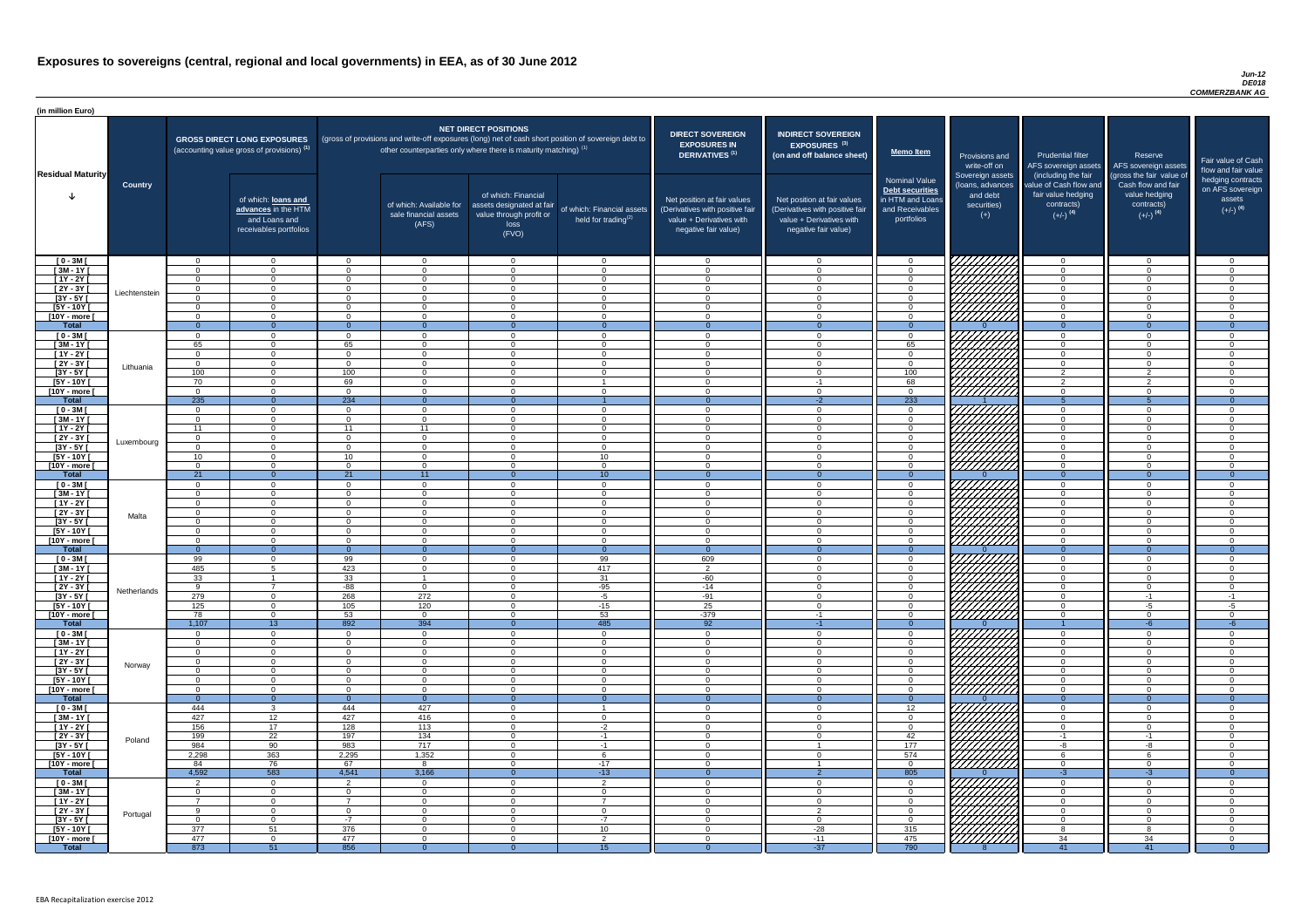# Exposures to sovereigns (central, regional and local governments) in EEA, as of 30 June 2012

*Jun-12*
*DE018*
*COMMERZBANK AG*

(in million Euro)

| Residual Maturity | Country | GROSS DIRECT LONG EXPOSURES (accounting value gross of provisions) (1) | of which: loans and advances in the HTM and Loans and receivables portfolios | NET DIRECT POSITIONS (gross of provisions and write-off exposures (long) net of cash short position of sovereign debt to other counterparties only where there is maturity matching) (1) | of which: Available for sale financial assets (AFS) | of which: Financial assets designated at fair value through profit or loss (FVO) | of which: Financial assets held for trading(2) | DIRECT SOVEREIGN EXPOSURES IN DERIVATIVES (1) Net position at fair values (Derivatives with positive fair value + Derivatives with negative fair value) | INDIRECT SOVEREIGN EXPOSURES (3) (on and off balance sheet) Net position at fair values (Derivatives with positive fair value + Derivatives with negative fair value) | Memo Item: Nominal Value Debt securities in HTM and Loans and Receivables portfolios | Provisions and write-off on Sovereign assets (loans, advances and debt securities) (+) | Prudential filter AFS sovereign assets (including the fair value of Cash flow and fair value hedging contracts) (+/-) (4) | Reserve AFS sovereign assets (gross the fair value of Cash flow and fair value hedging contracts) (+/-) (4) | Fair value of Cash flow and fair value hedging contracts on AFS sovereign assets (+/-) (4) |
|---|---|---|---|---|---|---|---|---|---|---|---|---|---|---|
| [ 0 - 3M [ | Liechtenstein | 0 | 0 | 0 | 0 | 0 | 0 | 0 | 0 | 0 | | 0 | 0 | 0 |
| [ 3M - 1Y [ | | 0 | 0 | 0 | 0 | 0 | 0 | 0 | 0 | 0 | | 0 | 0 | 0 |
| [ 1Y - 2Y [ | | 0 | 0 | 0 | 0 | 0 | 0 | 0 | 0 | 0 | | 0 | 0 | 0 |
| [ 2Y - 3Y [ | | 0 | 0 | 0 | 0 | 0 | 0 | 0 | 0 | 0 | | 0 | 0 | 0 |
| [3Y - 5Y [ | | 0 | 0 | 0 | 0 | 0 | 0 | 0 | 0 | 0 | | 0 | 0 | 0 |
| [5Y - 10Y [ | | 0 | 0 | 0 | 0 | 0 | 0 | 0 | 0 | 0 | | 0 | 0 | 0 |
| [10Y - more [ | | 0 | 0 | 0 | 0 | 0 | 0 | 0 | 0 | 0 | | 0 | 0 | 0 |
| **Total** | | 0 | 0 | 0 | 0 | 0 | 0 | 0 | 0 | 0 | 0 | 0 | 0 | 0 |
| [ 0 - 3M [ | Lithuania | 0 | 0 | 0 | 0 | 0 | 0 | 0 | 0 | 0 | | 0 | 0 | 0 |
| [ 3M - 1Y [ | | 65 | 0 | 65 | 0 | 0 | 0 | 0 | 0 | 65 | | 0 | 0 | 0 |
| [ 1Y - 2Y [ | | 0 | 0 | 0 | 0 | 0 | 0 | 0 | 0 | 0 | | 0 | 0 | 0 |
| [ 2Y - 3Y [ | | 0 | 0 | 0 | 0 | 0 | 0 | 0 | 0 | 0 | | 0 | 0 | 0 |
| [3Y - 5Y [ | | 100 | 0 | 100 | 0 | 0 | 0 | 0 | 0 | 100 | | 2 | 2 | 0 |
| [5Y - 10Y [ | | 70 | 0 | 69 | 0 | 0 | 1 | 0 | -1 | 68 | | 2 | 2 | 0 |
| [10Y - more [ | | 0 | 0 | 0 | 0 | 0 | 0 | 0 | 0 | 0 | | 0 | 0 | 0 |
| **Total** | | 235 | 0 | 234 | 0 | 0 | 1 | 0 | -2 | 233 | 1 | 5 | 5 | 0 |
| [ 0 - 3M [ | Luxembourg | 0 | 0 | 0 | 0 | 0 | 0 | 0 | 0 | 0 | | 0 | 0 | 0 |
| [ 3M - 1Y [ | | 0 | 0 | 0 | 0 | 0 | 0 | 0 | 0 | 0 | | 0 | 0 | 0 |
| [ 1Y - 2Y [ | | 11 | 0 | 11 | 11 | 0 | 0 | 0 | 0 | 0 | | 0 | 0 | 0 |
| [ 2Y - 3Y [ | | 0 | 0 | 0 | 0 | 0 | 0 | 0 | 0 | 0 | | 0 | 0 | 0 |
| [3Y - 5Y [ | | 0 | 0 | 0 | 0 | 0 | 0 | 0 | 0 | 0 | | 0 | 0 | 0 |
| [5Y - 10Y [ | | 10 | 0 | 10 | 0 | 0 | 10 | 0 | 0 | 0 | | 0 | 0 | 0 |
| [10Y - more [ | | 0 | 0 | 0 | 0 | 0 | 0 | 0 | 0 | 0 | | 0 | 0 | 0 |
| **Total** | | 21 | 0 | 21 | 11 | 0 | 10 | 0 | 0 | 0 | 0 | 0 | 0 | 0 |
| [ 0 - 3M [ | Malta | 0 | 0 | 0 | 0 | 0 | 0 | 0 | 0 | 0 | | 0 | 0 | 0 |
| [ 3M - 1Y [ | | 0 | 0 | 0 | 0 | 0 | 0 | 0 | 0 | 0 | | 0 | 0 | 0 |
| [ 1Y - 2Y [ | | 0 | 0 | 0 | 0 | 0 | 0 | 0 | 0 | 0 | | 0 | 0 | 0 |
| [ 2Y - 3Y [ | | 0 | 0 | 0 | 0 | 0 | 0 | 0 | 0 | 0 | | 0 | 0 | 0 |
| [3Y - 5Y [ | | 0 | 0 | 0 | 0 | 0 | 0 | 0 | 0 | 0 | | 0 | 0 | 0 |
| [5Y - 10Y [ | | 0 | 0 | 0 | 0 | 0 | 0 | 0 | 0 | 0 | | 0 | 0 | 0 |
| [10Y - more [ | | 0 | 0 | 0 | 0 | 0 | 0 | 0 | 0 | 0 | | 0 | 0 | 0 |
| **Total** | | 0 | 0 | 0 | 0 | 0 | 0 | 0 | 0 | 0 | 0 | 0 | 0 | 0 |
| [ 0 - 3M [ | Netherlands | 99 | 0 | 99 | 0 | 0 | 99 | 609 | 0 | 0 | | 0 | 0 | 0 |
| [ 3M - 1Y [ | | 485 | 5 | 423 | 0 | 0 | 417 | 2 | 0 | 0 | | 0 | 0 | 0 |
| [ 1Y - 2Y [ | | 33 | 1 | 33 | 1 | 0 | 31 | -60 | 0 | 0 | | 0 | 0 | 0 |
| [ 2Y - 3Y [ | | 9 | 7 | -88 | 0 | 0 | -95 | -14 | 0 | 0 | | 0 | 0 | 0 |
| [3Y - 5Y [ | | 279 | 0 | 268 | 272 | 0 | -5 | -91 | 0 | 0 | | 0 | -1 | -1 |
| [5Y - 10Y [ | | 125 | 0 | 105 | 120 | 0 | -15 | 25 | 0 | 0 | | 0 | -5 | -5 |
| [10Y - more [ | | 78 | 0 | 53 | 0 | 0 | 53 | -379 | -1 | 0 | | 0 | 0 | 0 |
| **Total** | | 1,107 | 13 | 892 | 394 | 0 | 485 | 92 | -1 | 0 | 0 | 1 | -6 | -6 |
| [ 0 - 3M [ | Norway | 0 | 0 | 0 | 0 | 0 | 0 | 0 | 0 | 0 | | 0 | 0 | 0 |
| [ 3M - 1Y [ | | 0 | 0 | 0 | 0 | 0 | 0 | 0 | 0 | 0 | | 0 | 0 | 0 |
| [ 1Y - 2Y [ | | 0 | 0 | 0 | 0 | 0 | 0 | 0 | 0 | 0 | | 0 | 0 | 0 |
| [ 2Y - 3Y [ | | 0 | 0 | 0 | 0 | 0 | 0 | 0 | 0 | 0 | | 0 | 0 | 0 |
| [3Y - 5Y [ | | 0 | 0 | 0 | 0 | 0 | 0 | 0 | 0 | 0 | | 0 | 0 | 0 |
| [5Y - 10Y [ | | 0 | 0 | 0 | 0 | 0 | 0 | 0 | 0 | 0 | | 0 | 0 | 0 |
| [10Y - more [ | | 0 | 0 | 0 | 0 | 0 | 0 | 0 | 0 | 0 | | 0 | 0 | 0 |
| **Total** | | 0 | 0 | 0 | 0 | 0 | 0 | 0 | 0 | 0 | 0 | 0 | 0 | 0 |
| [ 0 - 3M [ | Poland | 444 | 3 | 444 | 427 | 0 | 1 | 0 | 0 | 12 | | 0 | 0 | 0 |
| [ 3M - 1Y [ | | 427 | 12 | 427 | 416 | 0 | 0 | 0 | 0 | 0 | | 0 | 0 | 0 |
| [ 1Y - 2Y [ | | 156 | 17 | 128 | 113 | 0 | -2 | 0 | 0 | 0 | | 0 | 0 | 0 |
| [ 2Y - 3Y [ | | 199 | 22 | 197 | 134 | 0 | -1 | 0 | 0 | 42 | | -1 | -1 | 0 |
| [3Y - 5Y [ | | 984 | 90 | 983 | 717 | 0 | -1 | 0 | 1 | 177 | | -8 | -8 | 0 |
| [5Y - 10Y [ | | 2,298 | 363 | 2,295 | 1,352 | 0 | 6 | 0 | 0 | 574 | | 6 | 6 | 0 |
| [10Y - more [ | | 84 | 76 | 67 | 8 | 0 | -17 | 0 | 1 | 0 | | 0 | 0 | 0 |
| **Total** | | 4,592 | 583 | 4,541 | 3,166 | 0 | -13 | 0 | 2 | 805 | 0 | -3 | -3 | 0 |
| [ 0 - 3M [ | Portugal | 2 | 0 | 2 | 0 | 0 | 2 | 0 | 0 | 0 | | 0 | 0 | 0 |
| [ 3M - 1Y [ | | 0 | 0 | 0 | 0 | 0 | 0 | 0 | 0 | 0 | | 0 | 0 | 0 |
| [ 1Y - 2Y [ | | 7 | 0 | 7 | 0 | 0 | 7 | 0 | 0 | 0 | | 0 | 0 | 0 |
| [ 2Y - 3Y [ | | 9 | 0 | 0 | 0 | 0 | 0 | 0 | 2 | 0 | | 0 | 0 | 0 |
| [3Y - 5Y [ | | 0 | 0 | -7 | 0 | 0 | -7 | 0 | 0 | 0 | | 0 | 0 | 0 |
| [5Y - 10Y [ | | 377 | 51 | 376 | 0 | 0 | 10 | 0 | -28 | 315 | | 8 | 8 | 0 |
| [10Y - more [ | | 477 | 0 | 477 | 0 | 0 | 2 | 0 | -11 | 475 | | 34 | 34 | 0 |
| **Total** | | 873 | 51 | 856 | 0 | 0 | 15 | 0 | -37 | 790 | 8 | 41 | 41 | 0 |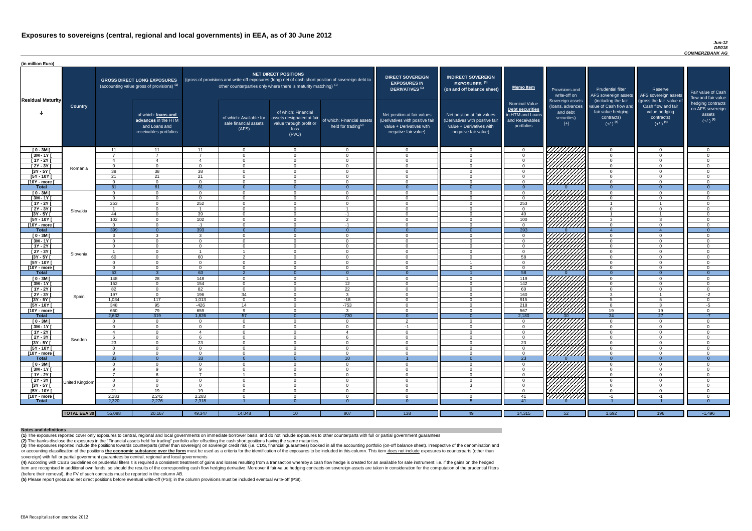# Exposures to sovereigns (central, regional and local governments) in EEA, as of 30 June 2012

Jun-12
DE018
COMMERZBANK AG

(in million Euro)

| Residual Maturity | Country | GROSS DIRECT LONG EXPOSURES (accounting value gross of provisions) (1) | of which: loans and advances in the HTM and Loans and receivables portfolios | NET DIRECT POSITIONS (gross of provisions and write-off exposures (long) net of cash short position of sovereign debt to other counterparties only where there is maturity matching) (1) | of which: Available for sale financial assets (AFS) | of which: Financial assets designated at fair value through profit or loss (FVO) | of which: Financial assets held for trading(2) | DIRECT SOVEREIGN EXPOSURES IN DERIVATIVES (1) Net position at fair values (Derivatives with positive fair value + Derivatives with negative fair value) | INDIRECT SOVEREIGN EXPOSURES (3) (on and off balance sheet) Net position at fair values (Derivatives with positive fair value + Derivatives with negative fair value) | Memo Item Nominal Value Debt securities in HTM and Loans and Receivables portfolios | Provisions and write-off on Sovereign assets (loans, advances and debt securities) (+) | Prudential filter AFS sovereign assets (including the fair value of Cash flow and fair value hedging contracts) (+/-) (4) | Reserve AFS sovereign assets (gross the fair value of Cash flow and fair value hedging contracts) (+/-) (4) | Fair value of Cash flow and fair value hedging contracts on AFS sovereign assets (+/-) (4) |
|---|---|---|---|---|---|---|---|---|---|---|---|---|---|---|
| [ 0 - 3M [ | Romania | 11 | 11 | 11 | 0 | 0 | 0 | 0 | 0 | 0 | | 0 | 0 | 0 |
| [ 3M - 1Y [ | | 7 | 7 | 7 | 0 | 0 | 0 | 0 | 0 | 0 | | 0 | 0 | 0 |
| [ 1Y - 2Y [ | | 4 | 4 | 4 | 0 | 0 | 0 | 0 | 0 | 0 | | 0 | 0 | 0 |
| [ 2Y - 3Y [ | | 0 | 0 | 0 | 0 | 0 | 0 | 0 | 0 | 0 | | 0 | 0 | 0 |
| [3Y - 5Y [ | | 38 | 38 | 38 | 0 | 0 | 0 | 0 | 0 | 0 | | 0 | 0 | 0 |
| [5Y - 10Y [ | | 21 | 21 | 21 | 0 | 0 | 0 | 0 | 0 | 0 | | 0 | 0 | 0 |
| [10Y - more [ | | 0 | 0 | 0 | 0 | 0 | 0 | 0 | 0 | 0 | | 0 | 0 | 0 |
| Total | | 81 | 81 | 81 | 0 | 0 | 0 | 0 | 0 | 0 | 0 | 0 | 0 | 0 |
| [ 0 - 3M [ | Slovakia | 0 | 0 | 0 | 0 | 0 | 0 | 0 | 0 | 0 | | 0 | 0 | 0 |
| [ 3M - 1Y [ | | 0 | 0 | 0 | 0 | 0 | 0 | 0 | 0 | 0 | | 0 | 0 | 0 |
| [ 1Y - 2Y [ | | 253 | 0 | 252 | 0 | 0 | 0 | 0 | 0 | 253 | | 1 | 1 | 0 |
| [ 2Y - 3Y [ | | 1 | 0 | 1 | 0 | 0 | 1 | 0 | 0 | 0 | | 0 | 0 | 0 |
| [3Y - 5Y [ | | 44 | 0 | 39 | 0 | 0 | -1 | 0 | 0 | 40 | | 1 | 1 | 0 |
| [5Y - 10Y [ | | 102 | 0 | 102 | 0 | 0 | 2 | 0 | 0 | 100 | | 3 | 3 | 0 |
| [10Y - more [ | | 0 | 0 | -1 | 0 | 0 | -1 | 0 | 0 | 0 | | 0 | 0 | 0 |
| Total | | 399 | 0 | 393 | 0 | 0 | 0 | 0 | 0 | 393 | 0 | 4 | 4 | 0 |
| [ 0 - 3M [ | Slovenia | 3 | 3 | 3 | 0 | 0 | 0 | 0 | 0 | 0 | | 0 | 0 | 0 |
| [ 3M - 1Y [ | | 0 | 0 | 0 | 0 | 0 | 0 | 0 | 0 | 0 | | 0 | 0 | 0 |
| [ 1Y - 2Y [ | | 0 | 0 | 0 | 0 | 0 | 0 | 0 | 0 | 0 | | 0 | 0 | 0 |
| [ 2Y - 3Y [ | | 1 | 0 | 1 | 1 | 0 | 0 | 0 | 0 | 0 | | 0 | 0 | 0 |
| [3Y - 5Y [ | | 60 | 0 | 60 | 2 | 0 | 0 | 0 | 0 | 58 | | 0 | 0 | 0 |
| [5Y - 10Y [ | | 0 | 0 | 0 | 0 | 0 | 0 | 0 | 1 | 0 | | 0 | 0 | 0 |
| [10Y - more [ | | 0 | 0 | 0 | 0 | 0 | 0 | 0 | 0 | 0 | | 0 | 0 | 0 |
| Total | | 63 | 3 | 63 | 2 | 0 | 0 | 0 | 1 | 58 | 0 | 0 | 0 | 0 |
| [ 0 - 3M [ | Spain | 148 | 28 | 148 | 0 | 0 | 1 | 0 | 0 | 119 | | 0 | 0 | 0 |
| [ 3M - 1Y [ | | 162 | 0 | 154 | 0 | 0 | 12 | 0 | 0 | 142 | | 0 | 0 | 0 |
| [ 1Y - 2Y [ | | 82 | 0 | 82 | 0 | 0 | 22 | 0 | 0 | 60 | | 0 | 0 | 0 |
| [ 2Y - 3Y [ | | 197 | 0 | 196 | 34 | 0 | 3 | 0 | 0 | 160 | | 3 | 1 | -2 |
| [3Y - 5Y [ | | 1,034 | 117 | 1,013 | 0 | 0 | -18 | 0 | 0 | 915 | | 5 | 5 | 0 |
| [5Y - 10Y [ | | 348 | 95 | -426 | 14 | 0 | -753 | 0 | 0 | 218 | | 8 | 3 | -5 |
| [10Y - more [ | | 660 | 79 | 659 | 9 | 0 | 3 | 0 | 0 | 567 | | 19 | 19 | 0 |
| Total | | 2,632 | 319 | 1,826 | 57 | 0 | -730 | 0 | 0 | 2,180 | 30 | 34 | 27 | -7 |
| [ 0 - 3M [ | Sweden | 0 | 0 | 0 | 0 | 0 | 0 | 2 | 0 | 0 | | 0 | 0 | 0 |
| [ 3M - 1Y [ | | 0 | 0 | 0 | 0 | 0 | 0 | -1 | 0 | 0 | | 0 | 0 | 0 |
| [ 1Y - 2Y [ | | 4 | 0 | 4 | 0 | 0 | 4 | 0 | 0 | 0 | | 0 | 0 | 0 |
| [ 2Y - 3Y [ | | 6 | 0 | 6 | 0 | 0 | 6 | 0 | 0 | 0 | | 0 | 0 | 0 |
| [3Y - 5Y [ | | 23 | 0 | 23 | 0 | 0 | 0 | 0 | 0 | 23 | | 0 | 0 | 0 |
| [5Y - 10Y [ | | 0 | 0 | 0 | 0 | 0 | 0 | 0 | 0 | 0 | | 0 | 0 | 0 |
| [10Y - more [ | | 0 | 0 | 0 | 0 | 0 | 0 | 0 | 0 | 0 | | 0 | 0 | 0 |
| Total | | 33 | 0 | 33 | 0 | 0 | 10 | 1 | 0 | 23 | 0 | 0 | 0 | 0 |
| [ 0 - 3M [ | United Kingdom | 0 | 0 | 0 | 0 | 0 | 0 | 0 | 0 | 0 | | 0 | 0 | 0 |
| [ 3M - 1Y [ | | 9 | 9 | 9 | 0 | 0 | 0 | 0 | 0 | 0 | | 0 | 0 | 0 |
| [ 1Y - 2Y [ | | 7 | 6 | 7 | 1 | 0 | 0 | 0 | 0 | 0 | | 0 | 0 | 0 |
| [ 2Y - 3Y [ | | 0 | 0 | 0 | 0 | 0 | 0 | 0 | 0 | 0 | | 0 | 0 | 0 |
| [3Y - 5Y [ | | 0 | 0 | 0 | 0 | 0 | 0 | 0 | 3 | 0 | | 0 | 0 | 0 |
| [5Y - 10Y [ | | 21 | 19 | 19 | 0 | 0 | 0 | 0 | 1 | 0 | | 0 | 0 | 0 |
| [10Y - more [ | | 2,283 | 2,242 | 2,283 | 0 | 0 | 0 | 0 | 0 | 41 | | -1 | -1 | 0 |
| Total | | 2,320 | 2,276 | 2,318 | 1 | 0 | 0 | 0 | 5 | 41 | 0 | -1 | -1 | 0 |
| TOTAL EEA 30 | | 55,088 | 20,167 | 49,347 | 14,048 | 10 | 807 | 138 | 49 | 14,315 | 52 | 1,692 | 196 | -1,496 |

**Notes and definitions**

**(1)** The exposures reported cover only exposures to central, regional and local governments on immediate borrower basis, and do not include exposures to other counterparts with full or partial government guarantees

**(2)** The banks disclose the exposures in the "Financial assets held for trading" portfolio after offsetting the cash short positions having the same maturities.

**(3)** The exposures reported include the positions towards counterparts (other than sovereign) on sovereign credit risk (i.e. CDS, financial guarantees) booked in all the accounting portfolio (on-off balance sheet). Irrespective of the denomination and or accounting classification of the positions **the economic substance over the form** must be used as a criteria for the identification of the exposures to be included in this column. This item does not include exposures to counterparts (other than sovereign) with full or partial government guarantees by central, regional and local governments

**(4)** According with CEBS Guidelines on prudential filters it is required a consistent treatment of gains and losses resulting from a transaction whereby a cash flow hedge is created for an available for sale instrument: i.e. if the gains on the hedged item are recognised in additional own funds, so should the results of the corresponding cash flow hedging derivative. Moreover if fair-value hedging contracts on sovereign assets are taken in consideration for the computation of the prudential filters (before their removal), the FV of such contracts must be reported in the column AB.

**(5)** Please report gross and net direct positions before eventual write-off (PSI); in the column provisions must be included eventual write-off (PSI).